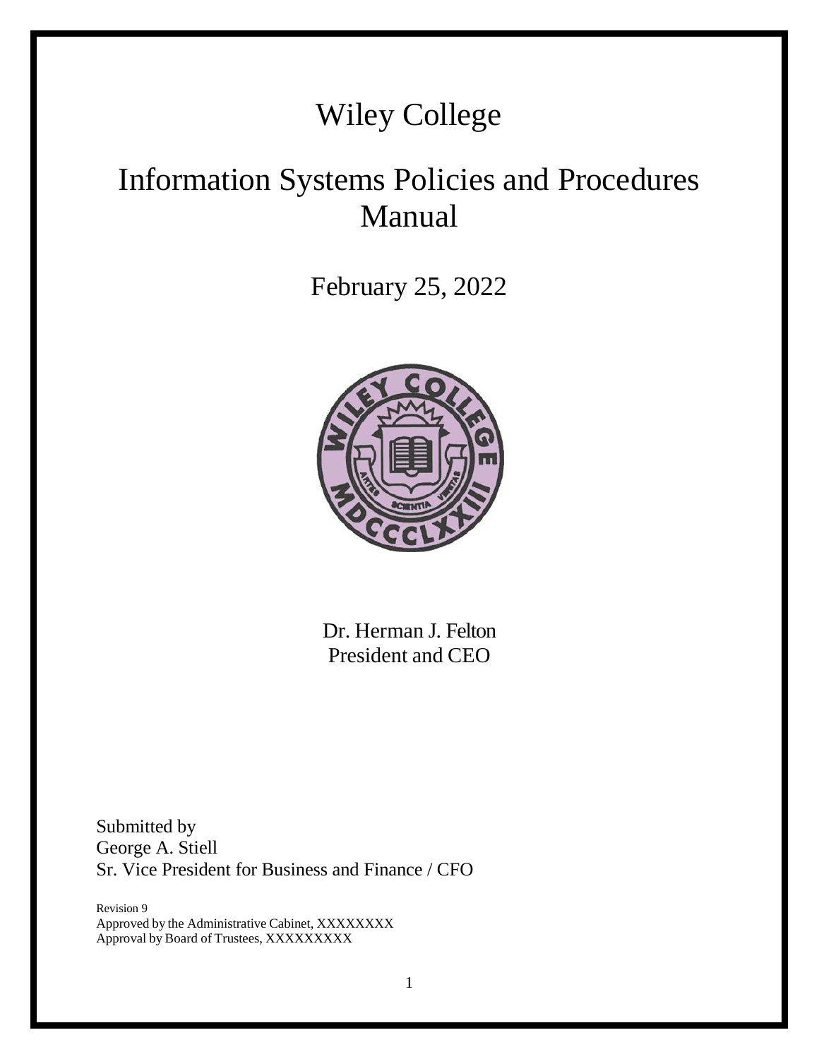# Wiley College

# Information Systems Policies and Procedures Manual

February 25, 2022

Dr. Herman J. Felton
President and CEO

Submitted by
George A. Stiell
Sr. Vice President for Business and Finance / CFO

Revision 9
Approved by the Administrative Cabinet, XXXXXXXX
Approval by Board of Trustees, XXXXXXXXX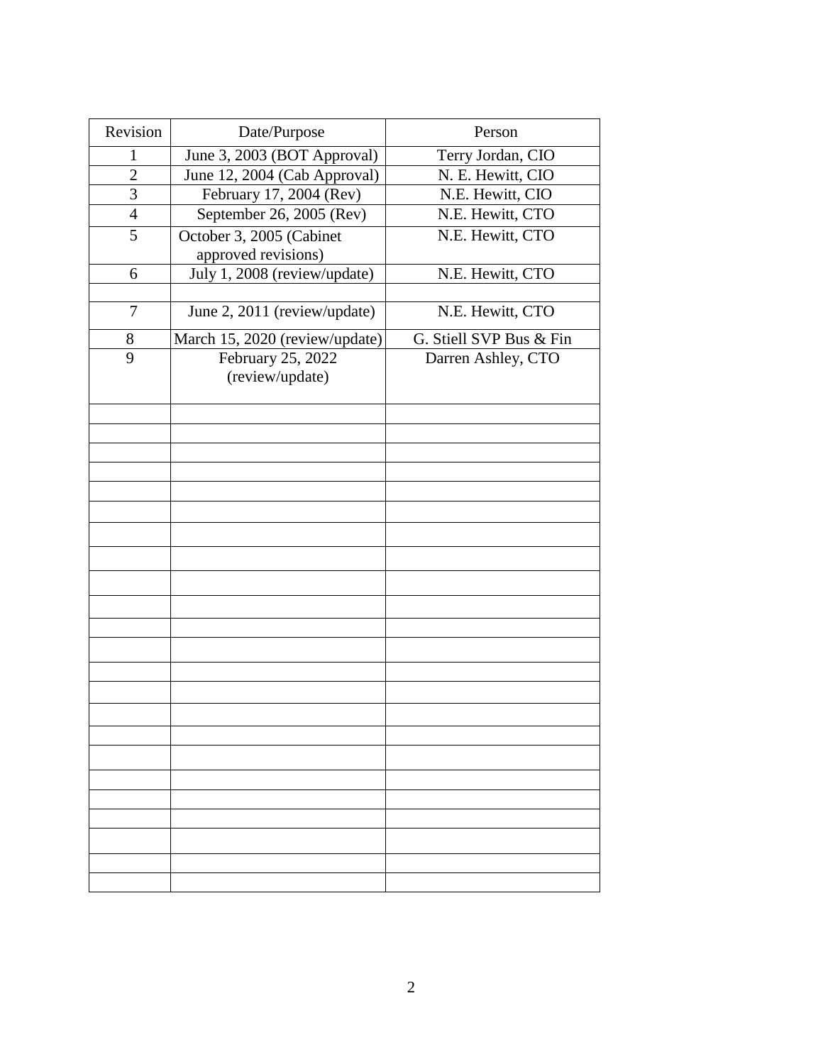| Revision | Date/Purpose | Person |
| --- | --- | --- |
| 1 | June 3, 2003 (BOT Approval) | Terry Jordan, CIO |
| 2 | June 12, 2004 (Cab Approval) | N. E. Hewitt, CIO |
| 3 | February 17, 2004 (Rev) | N.E. Hewitt, CIO |
| 4 | September 26, 2005 (Rev) | N.E. Hewitt, CTO |
| 5 | October 3, 2005 (Cabinet approved revisions) | N.E. Hewitt, CTO |
| 6 | July 1, 2008 (review/update) | N.E. Hewitt, CTO |
| | | |
| 7 | June 2, 2011 (review/update) | N.E. Hewitt, CTO |
| 8 | March 15, 2020 (review/update) | G. Stiell SVP Bus & Fin |
| 9 | February 25, 2022 (review/update) | Darren Ashley, CTO |
| | | |
| | | |
| | | |
| | | |
| | | |
| | | |
| | | |
| | | |
| | | |
| | | |
| | | |
| | | |
| | | |
| | | |
| | | |
| | | |
| | | |
| | | |
| | | |
| | | |
| | | |
| | | |
| | | |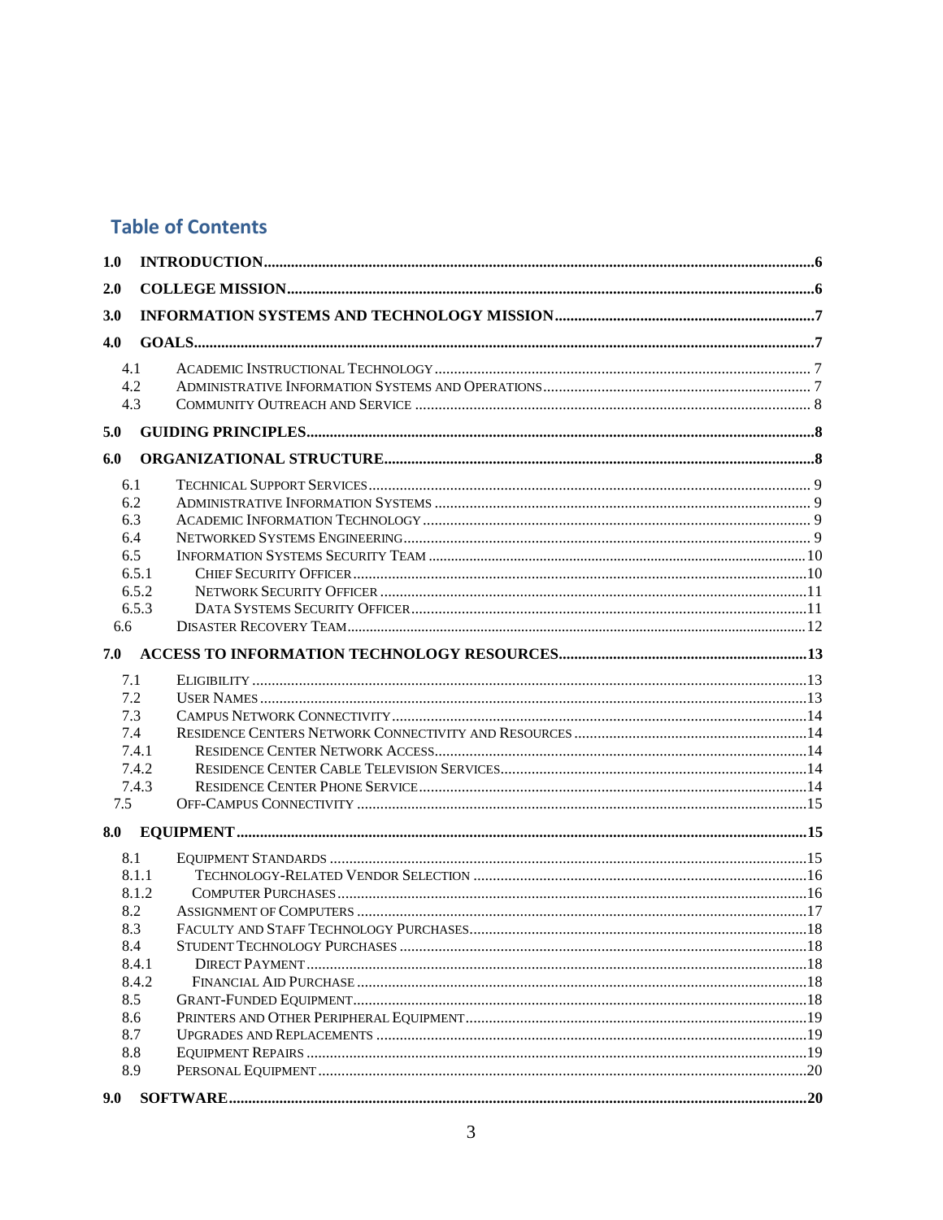## Table of Contents

**1.0 INTRODUCTION** .... 6

**2.0 COLLEGE MISSION** .... 6

**3.0 INFORMATION SYSTEMS AND TECHNOLOGY MISSION** .... 7

**4.0 GOALS** .... 7

- 4.1 Academic Instructional Technology .... 7
- 4.2 Administrative Information Systems and Operations .... 7
- 4.3 Community Outreach and Service .... 8

**5.0 GUIDING PRINCIPLES** .... 8

**6.0 ORGANIZATIONAL STRUCTURE** .... 8

- 6.1 Technical Support Services .... 9
- 6.2 Administrative Information Systems .... 9
- 6.3 Academic Information Technology .... 9
- 6.4 Networked Systems Engineering .... 9
- 6.5 Information Systems Security Team .... 10
  - 6.5.1 Chief Security Officer .... 10
  - 6.5.2 Network Security Officer .... 11
  - 6.5.3 Data Systems Security Officer .... 11
- 6.6 Disaster Recovery Team .... 12

**7.0 ACCESS TO INFORMATION TECHNOLOGY RESOURCES** .... 13

- 7.1 Eligibility .... 13
- 7.2 User Names .... 13
- 7.3 Campus Network Connectivity .... 14
- 7.4 Residence Centers Network Connectivity and Resources .... 14
  - 7.4.1 Residence Center Network Access .... 14
  - 7.4.2 Residence Center Cable Television Services .... 14
  - 7.4.3 Residence Center Phone Service .... 14
- 7.5 Off-Campus Connectivity .... 15

**8.0 EQUIPMENT** .... 15

- 8.1 Equipment Standards .... 15
  - 8.1.1 Technology-Related Vendor Selection .... 16
  - 8.1.2 Computer Purchases .... 16
- 8.2 Assignment of Computers .... 17
- 8.3 Faculty and Staff Technology Purchases .... 18
- 8.4 Student Technology Purchases .... 18
  - 8.4.1 Direct Payment .... 18
  - 8.4.2 Financial Aid Purchase .... 18
- 8.5 Grant-Funded Equipment .... 18
- 8.6 Printers and Other Peripheral Equipment .... 19
- 8.7 Upgrades and Replacements .... 19
- 8.8 Equipment Repairs .... 19
- 8.9 Personal Equipment .... 20

**9.0 SOFTWARE** .... 20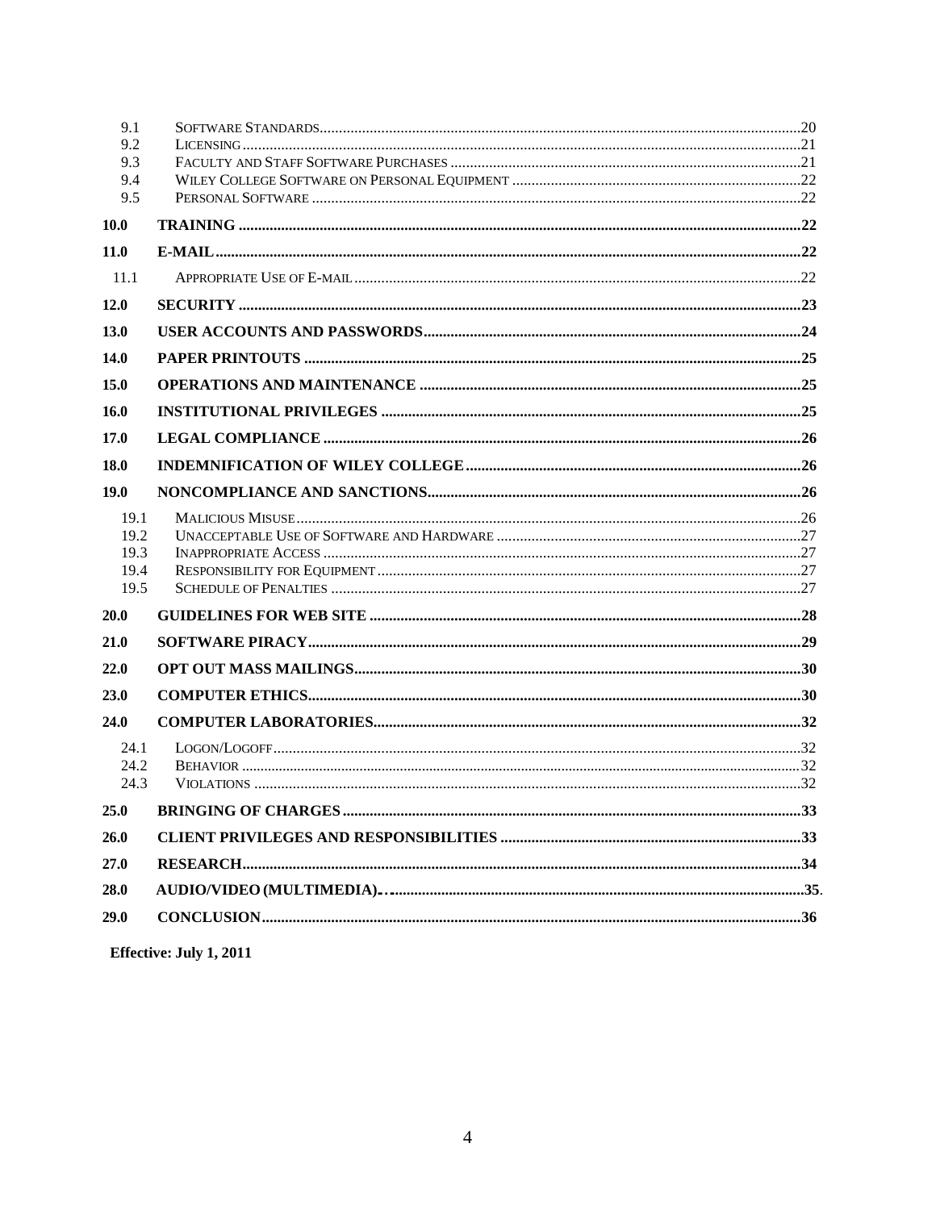| | | |
|---|---|---|
| 9.1 | SOFTWARE STANDARDS | 20 |
| 9.2 | LICENSING | 21 |
| 9.3 | FACULTY AND STAFF SOFTWARE PURCHASES | 21 |
| 9.4 | WILEY COLLEGE SOFTWARE ON PERSONAL EQUIPMENT | 22 |
| 9.5 | PERSONAL SOFTWARE | 22 |
| **10.0** | **TRAINING** | **22** |
| **11.0** | **E-MAIL** | **22** |
| 11.1 | APPROPRIATE USE OF E-MAIL | 22 |
| **12.0** | **SECURITY** | **23** |
| **13.0** | **USER ACCOUNTS AND PASSWORDS** | **24** |
| **14.0** | **PAPER PRINTOUTS** | **25** |
| **15.0** | **OPERATIONS AND MAINTENANCE** | **25** |
| **16.0** | **INSTITUTIONAL PRIVILEGES** | **25** |
| **17.0** | **LEGAL COMPLIANCE** | **26** |
| **18.0** | **INDEMNIFICATION OF WILEY COLLEGE** | **26** |
| **19.0** | **NONCOMPLIANCE AND SANCTIONS** | **26** |
| 19.1 | MALICIOUS MISUSE | 26 |
| 19.2 | UNACCEPTABLE USE OF SOFTWARE AND HARDWARE | 27 |
| 19.3 | INAPPROPRIATE ACCESS | 27 |
| 19.4 | RESPONSIBILITY FOR EQUIPMENT | 27 |
| 19.5 | SCHEDULE OF PENALTIES | 27 |
| **20.0** | **GUIDELINES FOR WEB SITE** | **28** |
| **21.0** | **SOFTWARE PIRACY** | **29** |
| **22.0** | **OPT OUT MASS MAILINGS** | **30** |
| **23.0** | **COMPUTER ETHICS** | **30** |
| **24.0** | **COMPUTER LABORATORIES** | **32** |
| 24.1 | LOGON/LOGOFF | 32 |
| 24.2 | BEHAVIOR | 32 |
| 24.3 | VIOLATIONS | 32 |
| **25.0** | **BRINGING OF CHARGES** | **33** |
| **26.0** | **CLIENT PRIVILEGES AND RESPONSIBILITIES** | **33** |
| **27.0** | **RESEARCH** | **34** |
| **28.0** | **AUDIO/VIDEO (MULTIMEDIA)** | **35** |
| **29.0** | **CONCLUSION** | **36** |

**Effective: July 1, 2011**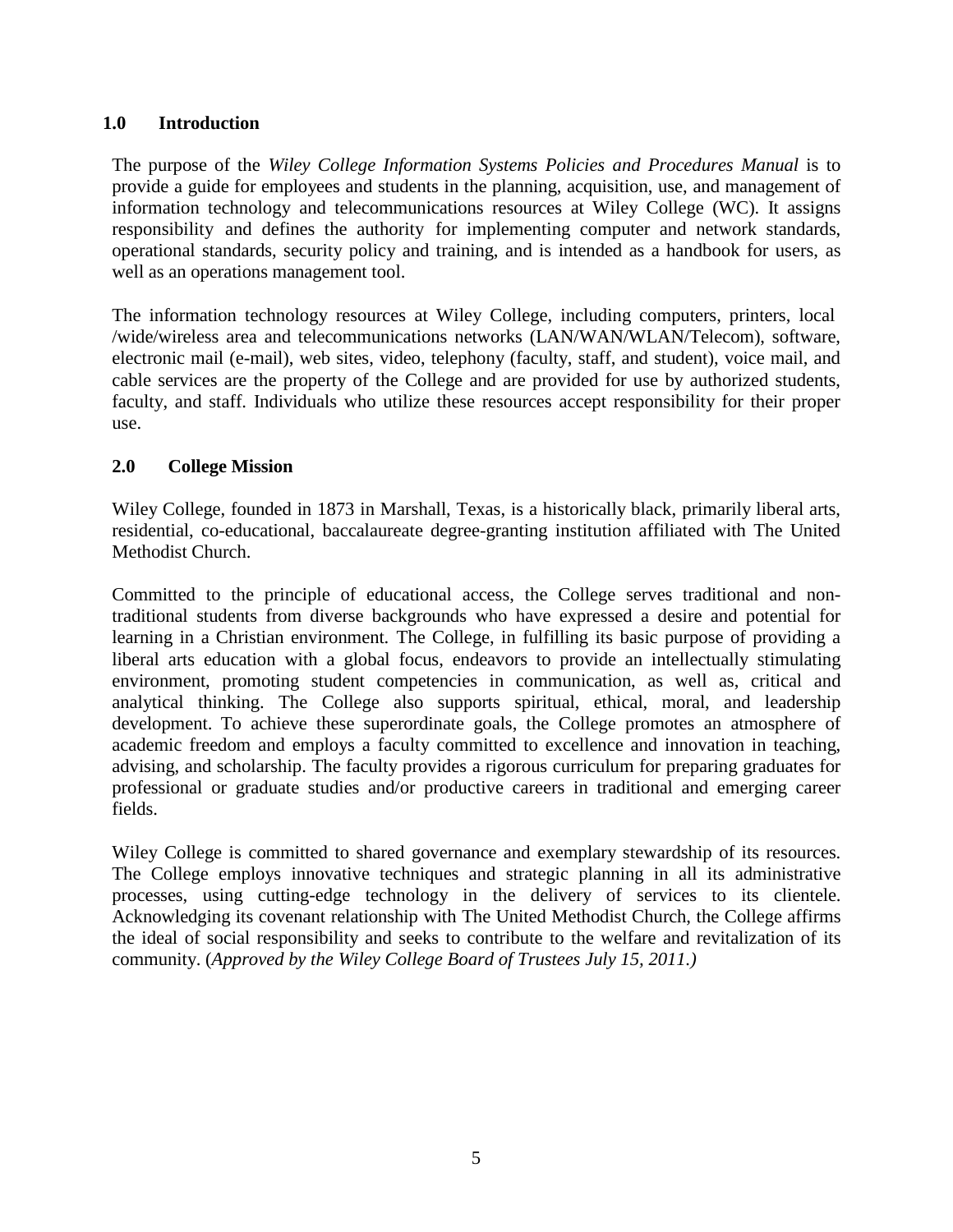## 1.0 Introduction

The purpose of the *Wiley College Information Systems Policies and Procedures Manual* is to provide a guide for employees and students in the planning, acquisition, use, and management of information technology and telecommunications resources at Wiley College (WC). It assigns responsibility and defines the authority for implementing computer and network standards, operational standards, security policy and training, and is intended as a handbook for users, as well as an operations management tool.

The information technology resources at Wiley College, including computers, printers, local /wide/wireless area and telecommunications networks (LAN/WAN/WLAN/Telecom), software, electronic mail (e-mail), web sites, video, telephony (faculty, staff, and student), voice mail, and cable services are the property of the College and are provided for use by authorized students, faculty, and staff. Individuals who utilize these resources accept responsibility for their proper use.

## 2.0 College Mission

Wiley College, founded in 1873 in Marshall, Texas, is a historically black, primarily liberal arts, residential, co-educational, baccalaureate degree-granting institution affiliated with The United Methodist Church.

Committed to the principle of educational access, the College serves traditional and non-traditional students from diverse backgrounds who have expressed a desire and potential for learning in a Christian environment. The College, in fulfilling its basic purpose of providing a liberal arts education with a global focus, endeavors to provide an intellectually stimulating environment, promoting student competencies in communication, as well as, critical and analytical thinking. The College also supports spiritual, ethical, moral, and leadership development. To achieve these superordinate goals, the College promotes an atmosphere of academic freedom and employs a faculty committed to excellence and innovation in teaching, advising, and scholarship. The faculty provides a rigorous curriculum for preparing graduates for professional or graduate studies and/or productive careers in traditional and emerging career fields.

Wiley College is committed to shared governance and exemplary stewardship of its resources. The College employs innovative techniques and strategic planning in all its administrative processes, using cutting-edge technology in the delivery of services to its clientele. Acknowledging its covenant relationship with The United Methodist Church, the College affirms the ideal of social responsibility and seeks to contribute to the welfare and revitalization of its community. (*Approved by the Wiley College Board of Trustees July 15, 2011.)*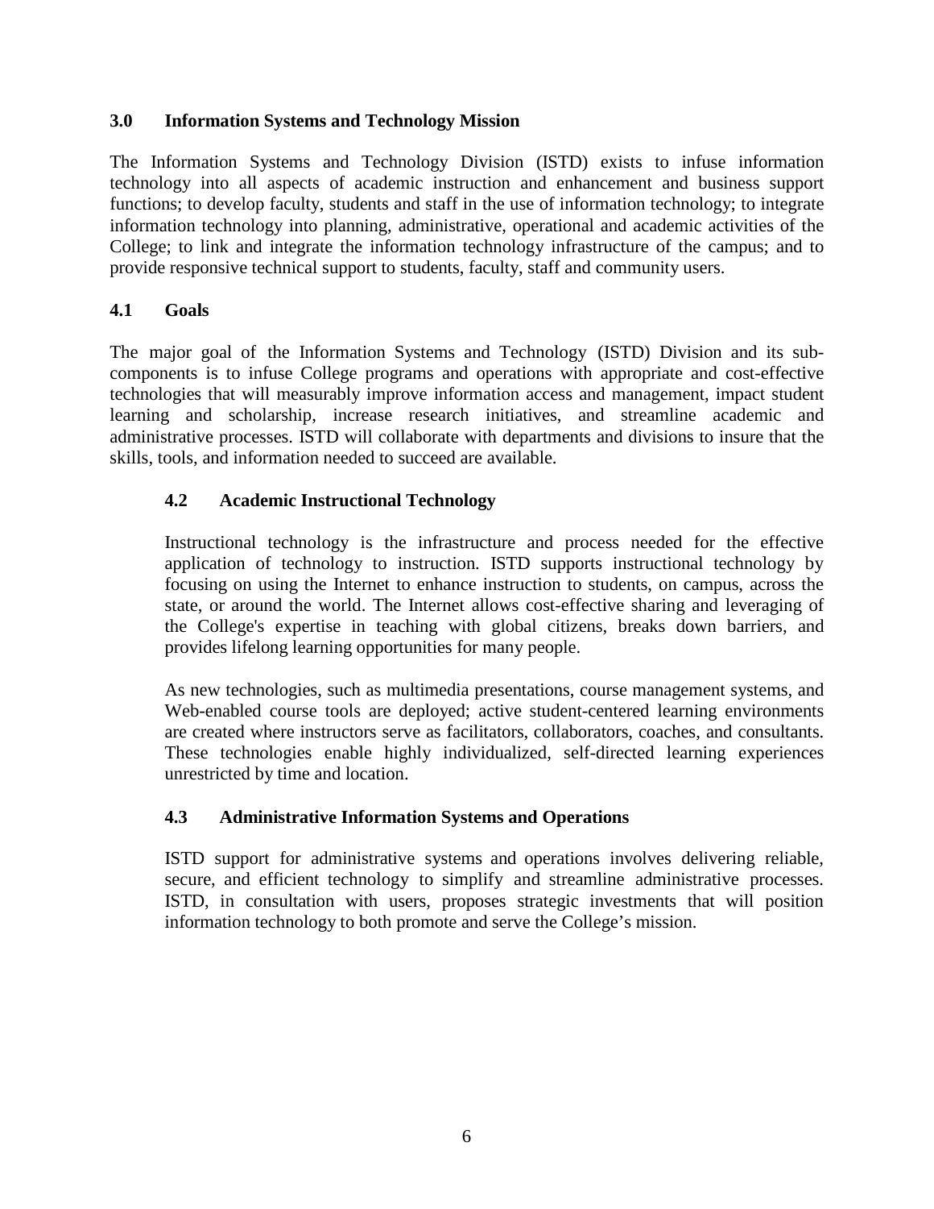## 3.0 Information Systems and Technology Mission

The Information Systems and Technology Division (ISTD) exists to infuse information technology into all aspects of academic instruction and enhancement and business support functions; to develop faculty, students and staff in the use of information technology; to integrate information technology into planning, administrative, operational and academic activities of the College; to link and integrate the information technology infrastructure of the campus; and to provide responsive technical support to students, faculty, staff and community users.

## 4.1 Goals

The major goal of the Information Systems and Technology (ISTD) Division and its sub-components is to infuse College programs and operations with appropriate and cost-effective technologies that will measurably improve information access and management, impact student learning and scholarship, increase research initiatives, and streamline academic and administrative processes. ISTD will collaborate with departments and divisions to insure that the skills, tools, and information needed to succeed are available.

### 4.2 Academic Instructional Technology

Instructional technology is the infrastructure and process needed for the effective application of technology to instruction. ISTD supports instructional technology by focusing on using the Internet to enhance instruction to students, on campus, across the state, or around the world. The Internet allows cost-effective sharing and leveraging of the College's expertise in teaching with global citizens, breaks down barriers, and provides lifelong learning opportunities for many people.

As new technologies, such as multimedia presentations, course management systems, and Web-enabled course tools are deployed; active student-centered learning environments are created where instructors serve as facilitators, collaborators, coaches, and consultants. These technologies enable highly individualized, self-directed learning experiences unrestricted by time and location.

### 4.3 Administrative Information Systems and Operations

ISTD support for administrative systems and operations involves delivering reliable, secure, and efficient technology to simplify and streamline administrative processes. ISTD, in consultation with users, proposes strategic investments that will position information technology to both promote and serve the College's mission.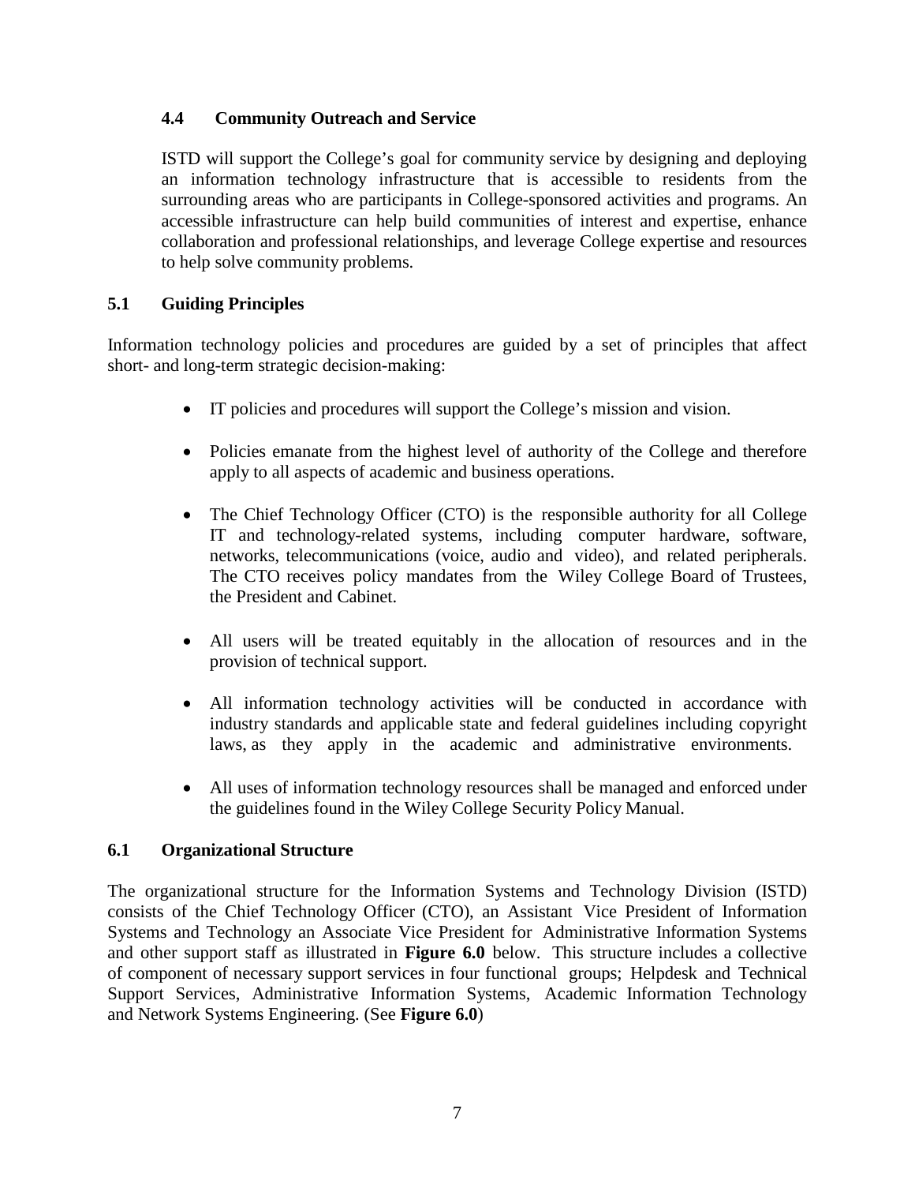### 4.4 Community Outreach and Service

ISTD will support the College's goal for community service by designing and deploying an information technology infrastructure that is accessible to residents from the surrounding areas who are participants in College-sponsored activities and programs. An accessible infrastructure can help build communities of interest and expertise, enhance collaboration and professional relationships, and leverage College expertise and resources to help solve community problems.

## 5.1 Guiding Principles

Information technology policies and procedures are guided by a set of principles that affect short- and long-term strategic decision-making:

- IT policies and procedures will support the College's mission and vision.
- Policies emanate from the highest level of authority of the College and therefore apply to all aspects of academic and business operations.
- The Chief Technology Officer (CTO) is the responsible authority for all College IT and technology-related systems, including computer hardware, software, networks, telecommunications (voice, audio and video), and related peripherals. The CTO receives policy mandates from the Wiley College Board of Trustees, the President and Cabinet.
- All users will be treated equitably in the allocation of resources and in the provision of technical support.
- All information technology activities will be conducted in accordance with industry standards and applicable state and federal guidelines including copyright laws, as they apply in the academic and administrative environments.
- All uses of information technology resources shall be managed and enforced under the guidelines found in the Wiley College Security Policy Manual.

## 6.1 Organizational Structure

The organizational structure for the Information Systems and Technology Division (ISTD) consists of the Chief Technology Officer (CTO), an Assistant Vice President of Information Systems and Technology an Associate Vice President for Administrative Information Systems and other support staff as illustrated in **Figure 6.0** below. This structure includes a collective of component of necessary support services in four functional groups; Helpdesk and Technical Support Services, Administrative Information Systems, Academic Information Technology and Network Systems Engineering. (See **Figure 6.0**)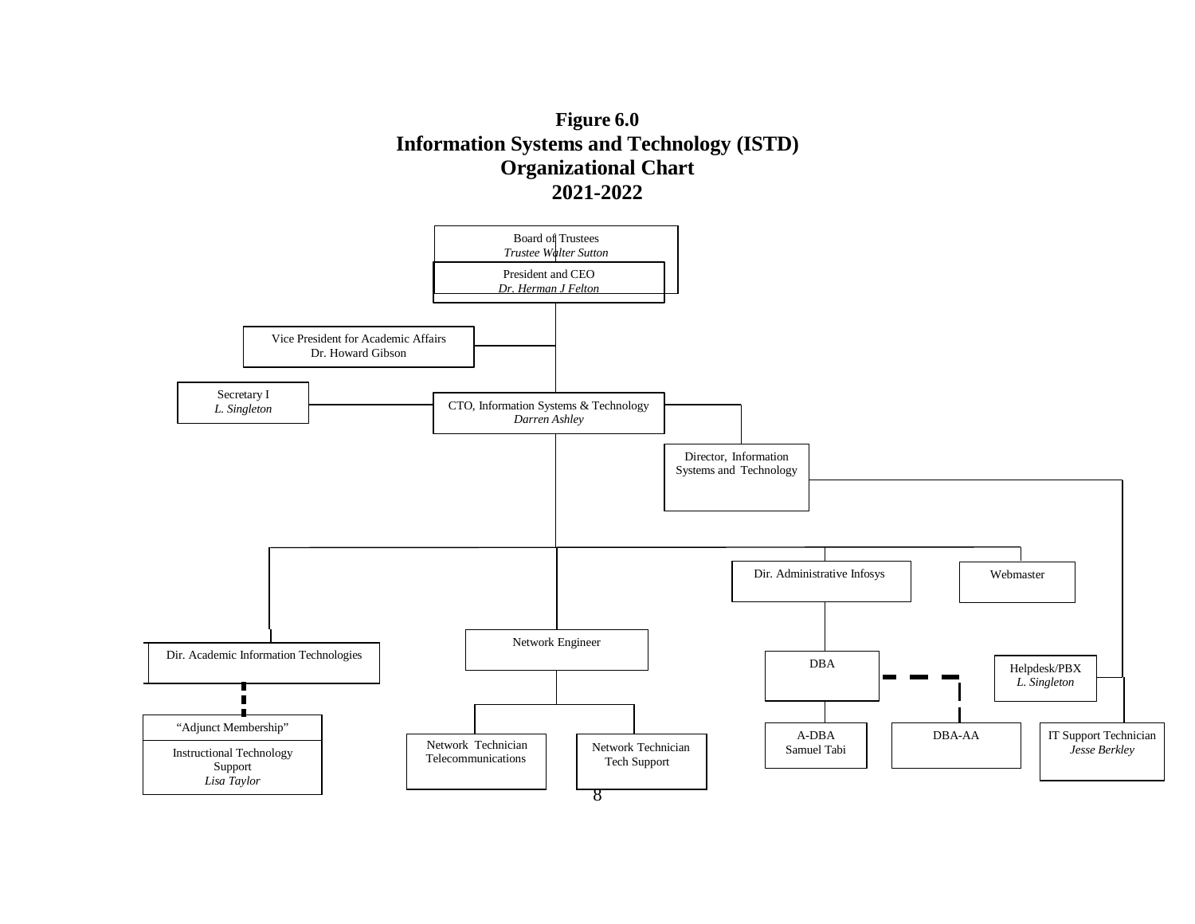**Figure 6.0**
**Information Systems and Technology (ISTD)**
**Organizational Chart**
**2021-2022**

Board of Trustees
*Trustee Walter Sutton*

President and CEO
*Dr. Herman J Felton*

Vice President for Academic Affairs
Dr. Howard Gibson

Secretary I
*L. Singleton*

CTO, Information Systems & Technology
*Darren Ashley*

Director, Information Systems and Technology

Dir. Administrative Infosys

Webmaster

Network Engineer

Dir. Academic Information Technologies

DBA

Helpdesk/PBX
*L. Singleton*

"Adjunct Membership"

Instructional Technology Support
*Lisa Taylor*

Network Technician Telecommunications

Network Technician Tech Support

A-DBA
Samuel Tabi

DBA-AA

IT Support Technician
*Jesse Berkley*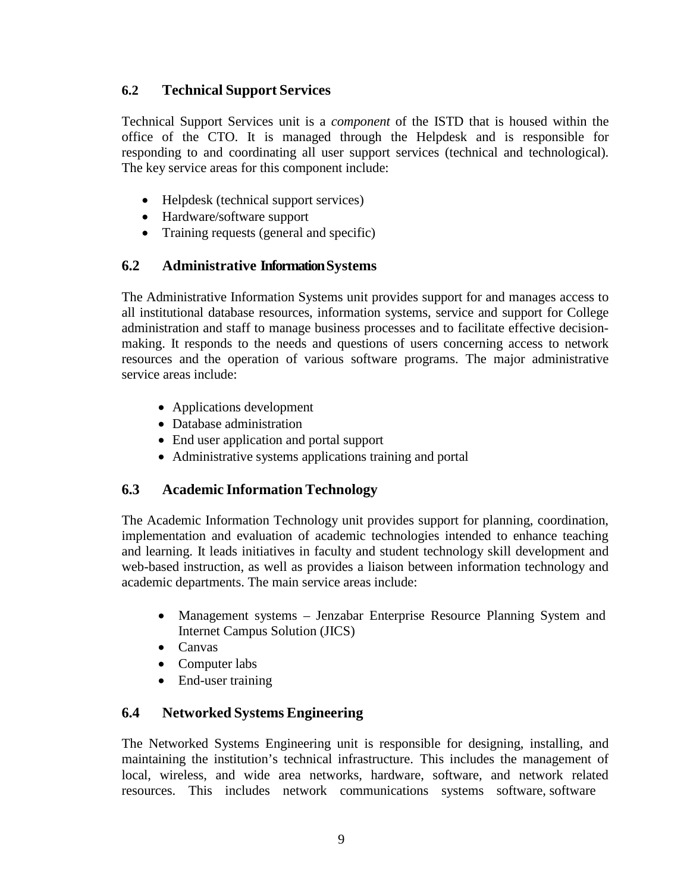## 6.2 Technical Support Services

Technical Support Services unit is a *component* of the ISTD that is housed within the office of the CTO. It is managed through the Helpdesk and is responsible for responding to and coordinating all user support services (technical and technological). The key service areas for this component include:

- Helpdesk (technical support services)
- Hardware/software support
- Training requests (general and specific)

## 6.2 Administrative Information Systems

The Administrative Information Systems unit provides support for and manages access to all institutional database resources, information systems, service and support for College administration and staff to manage business processes and to facilitate effective decision-making. It responds to the needs and questions of users concerning access to network resources and the operation of various software programs. The major administrative service areas include:

- Applications development
- Database administration
- End user application and portal support
- Administrative systems applications training and portal

## 6.3 Academic Information Technology

The Academic Information Technology unit provides support for planning, coordination, implementation and evaluation of academic technologies intended to enhance teaching and learning. It leads initiatives in faculty and student technology skill development and web-based instruction, as well as provides a liaison between information technology and academic departments. The main service areas include:

- Management systems – Jenzabar Enterprise Resource Planning System and Internet Campus Solution (JICS)
- Canvas
- Computer labs
- End-user training

## 6.4 Networked Systems Engineering

The Networked Systems Engineering unit is responsible for designing, installing, and maintaining the institution's technical infrastructure. This includes the management of local, wireless, and wide area networks, hardware, software, and network related resources. This includes network communications systems software, software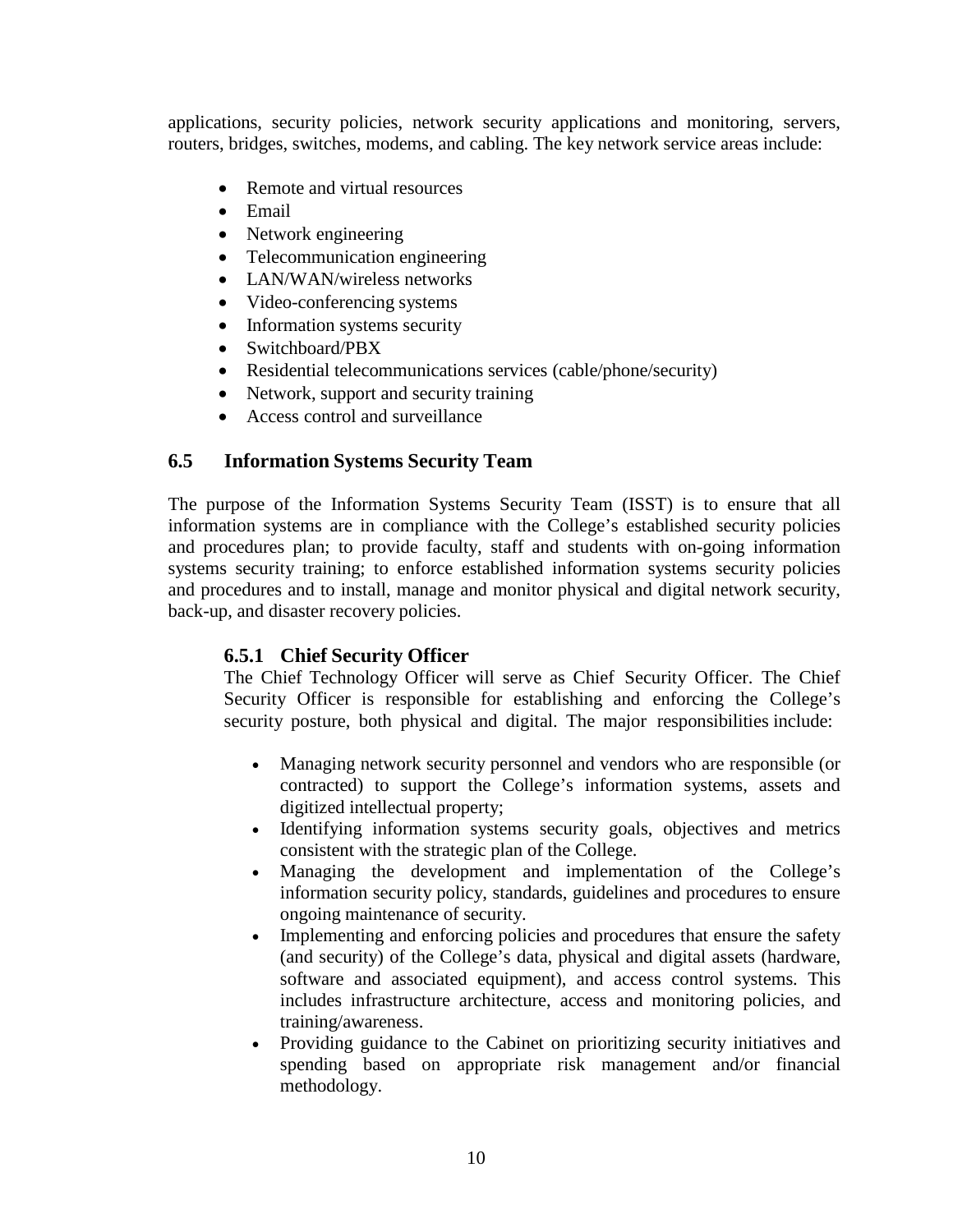applications, security policies, network security applications and monitoring, servers, routers, bridges, switches, modems, and cabling. The key network service areas include:

- Remote and virtual resources
- Email
- Network engineering
- Telecommunication engineering
- LAN/WAN/wireless networks
- Video-conferencing systems
- Information systems security
- Switchboard/PBX
- Residential telecommunications services (cable/phone/security)
- Network, support and security training
- Access control and surveillance

## 6.5 Information Systems Security Team

The purpose of the Information Systems Security Team (ISST) is to ensure that all information systems are in compliance with the College's established security policies and procedures plan; to provide faculty, staff and students with on-going information systems security training; to enforce established information systems security policies and procedures and to install, manage and monitor physical and digital network security, back-up, and disaster recovery policies.

### 6.5.1 Chief Security Officer

The Chief Technology Officer will serve as Chief Security Officer. The Chief Security Officer is responsible for establishing and enforcing the College's security posture, both physical and digital. The major responsibilities include:

- Managing network security personnel and vendors who are responsible (or contracted) to support the College's information systems, assets and digitized intellectual property;
- Identifying information systems security goals, objectives and metrics consistent with the strategic plan of the College.
- Managing the development and implementation of the College's information security policy, standards, guidelines and procedures to ensure ongoing maintenance of security.
- Implementing and enforcing policies and procedures that ensure the safety (and security) of the College's data, physical and digital assets (hardware, software and associated equipment), and access control systems. This includes infrastructure architecture, access and monitoring policies, and training/awareness.
- Providing guidance to the Cabinet on prioritizing security initiatives and spending based on appropriate risk management and/or financial methodology.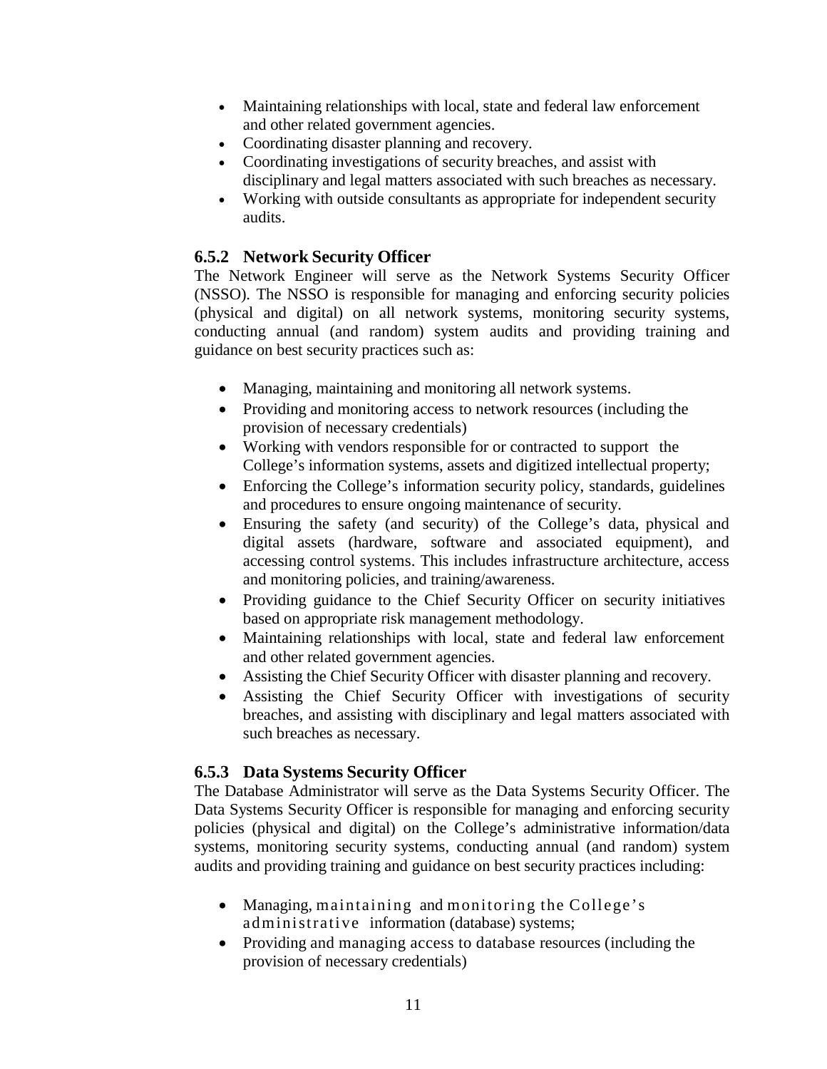- Maintaining relationships with local, state and federal law enforcement and other related government agencies.
- Coordinating disaster planning and recovery.
- Coordinating investigations of security breaches, and assist with disciplinary and legal matters associated with such breaches as necessary.
- Working with outside consultants as appropriate for independent security audits.

### 6.5.2 Network Security Officer

The Network Engineer will serve as the Network Systems Security Officer (NSSO). The NSSO is responsible for managing and enforcing security policies (physical and digital) on all network systems, monitoring security systems, conducting annual (and random) system audits and providing training and guidance on best security practices such as:

- Managing, maintaining and monitoring all network systems.
- Providing and monitoring access to network resources (including the provision of necessary credentials)
- Working with vendors responsible for or contracted to support the College's information systems, assets and digitized intellectual property;
- Enforcing the College's information security policy, standards, guidelines and procedures to ensure ongoing maintenance of security.
- Ensuring the safety (and security) of the College's data, physical and digital assets (hardware, software and associated equipment), and accessing control systems. This includes infrastructure architecture, access and monitoring policies, and training/awareness.
- Providing guidance to the Chief Security Officer on security initiatives based on appropriate risk management methodology.
- Maintaining relationships with local, state and federal law enforcement and other related government agencies.
- Assisting the Chief Security Officer with disaster planning and recovery.
- Assisting the Chief Security Officer with investigations of security breaches, and assisting with disciplinary and legal matters associated with such breaches as necessary.

### 6.5.3 Data Systems Security Officer

The Database Administrator will serve as the Data Systems Security Officer. The Data Systems Security Officer is responsible for managing and enforcing security policies (physical and digital) on the College's administrative information/data systems, monitoring security systems, conducting annual (and random) system audits and providing training and guidance on best security practices including:

- Managing, maintaining and monitoring the College's administrative information (database) systems;
- Providing and managing access to database resources (including the provision of necessary credentials)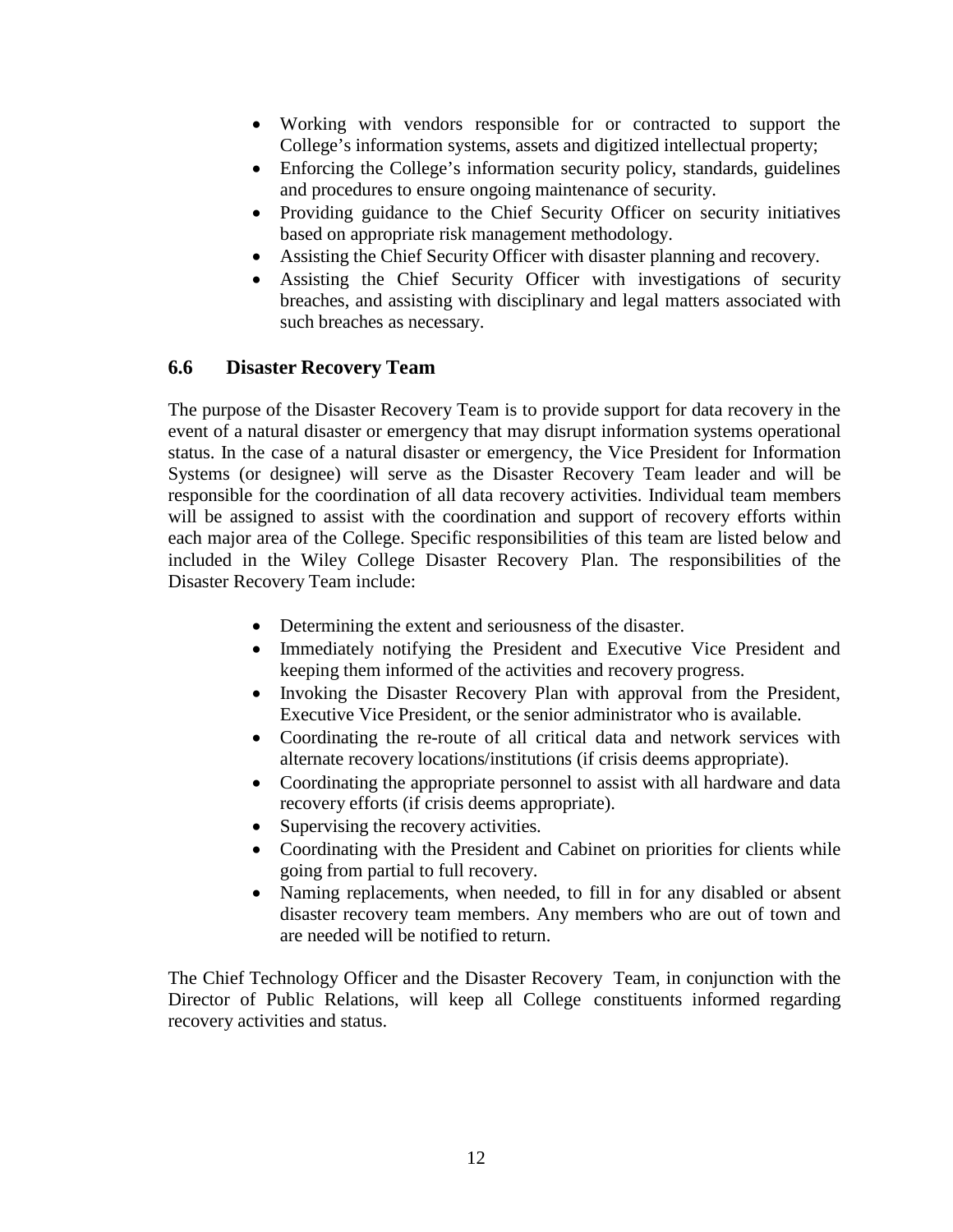- Working with vendors responsible for or contracted to support the College's information systems, assets and digitized intellectual property;
- Enforcing the College's information security policy, standards, guidelines and procedures to ensure ongoing maintenance of security.
- Providing guidance to the Chief Security Officer on security initiatives based on appropriate risk management methodology.
- Assisting the Chief Security Officer with disaster planning and recovery.
- Assisting the Chief Security Officer with investigations of security breaches, and assisting with disciplinary and legal matters associated with such breaches as necessary.

## 6.6 Disaster Recovery Team

The purpose of the Disaster Recovery Team is to provide support for data recovery in the event of a natural disaster or emergency that may disrupt information systems operational status. In the case of a natural disaster or emergency, the Vice President for Information Systems (or designee) will serve as the Disaster Recovery Team leader and will be responsible for the coordination of all data recovery activities. Individual team members will be assigned to assist with the coordination and support of recovery efforts within each major area of the College. Specific responsibilities of this team are listed below and included in the Wiley College Disaster Recovery Plan. The responsibilities of the Disaster Recovery Team include:

- Determining the extent and seriousness of the disaster.
- Immediately notifying the President and Executive Vice President and keeping them informed of the activities and recovery progress.
- Invoking the Disaster Recovery Plan with approval from the President, Executive Vice President, or the senior administrator who is available.
- Coordinating the re-route of all critical data and network services with alternate recovery locations/institutions (if crisis deems appropriate).
- Coordinating the appropriate personnel to assist with all hardware and data recovery efforts (if crisis deems appropriate).
- Supervising the recovery activities.
- Coordinating with the President and Cabinet on priorities for clients while going from partial to full recovery.
- Naming replacements, when needed, to fill in for any disabled or absent disaster recovery team members. Any members who are out of town and are needed will be notified to return.

The Chief Technology Officer and the Disaster Recovery Team, in conjunction with the Director of Public Relations, will keep all College constituents informed regarding recovery activities and status.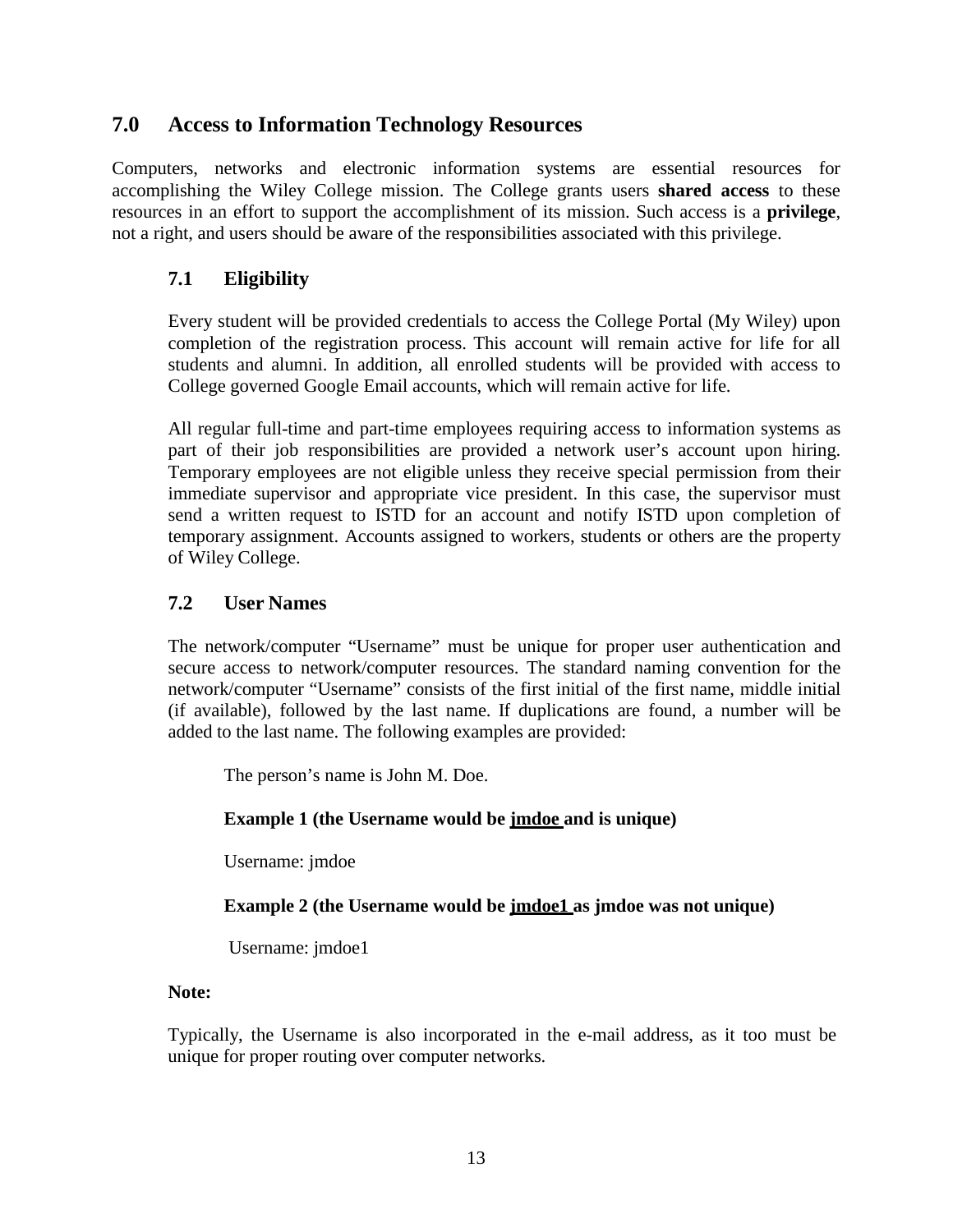## 7.0 Access to Information Technology Resources

Computers, networks and electronic information systems are essential resources for accomplishing the Wiley College mission. The College grants users **shared access** to these resources in an effort to support the accomplishment of its mission. Such access is a **privilege**, not a right, and users should be aware of the responsibilities associated with this privilege.

### 7.1 Eligibility

Every student will be provided credentials to access the College Portal (My Wiley) upon completion of the registration process. This account will remain active for life for all students and alumni. In addition, all enrolled students will be provided with access to College governed Google Email accounts, which will remain active for life.

All regular full-time and part-time employees requiring access to information systems as part of their job responsibilities are provided a network user's account upon hiring. Temporary employees are not eligible unless they receive special permission from their immediate supervisor and appropriate vice president. In this case, the supervisor must send a written request to ISTD for an account and notify ISTD upon completion of temporary assignment. Accounts assigned to workers, students or others are the property of Wiley College.

### 7.2 User Names

The network/computer "Username" must be unique for proper user authentication and secure access to network/computer resources. The standard naming convention for the network/computer "Username" consists of the first initial of the first name, middle initial (if available), followed by the last name. If duplications are found, a number will be added to the last name. The following examples are provided:

The person's name is John M. Doe.

**Example 1 (the Username would be jmdoe and is unique)**

Username: jmdoe

**Example 2 (the Username would be jmdoe1 as jmdoe was not unique)**

Username: jmdoe1

**Note:**

Typically, the Username is also incorporated in the e-mail address, as it too must be unique for proper routing over computer networks.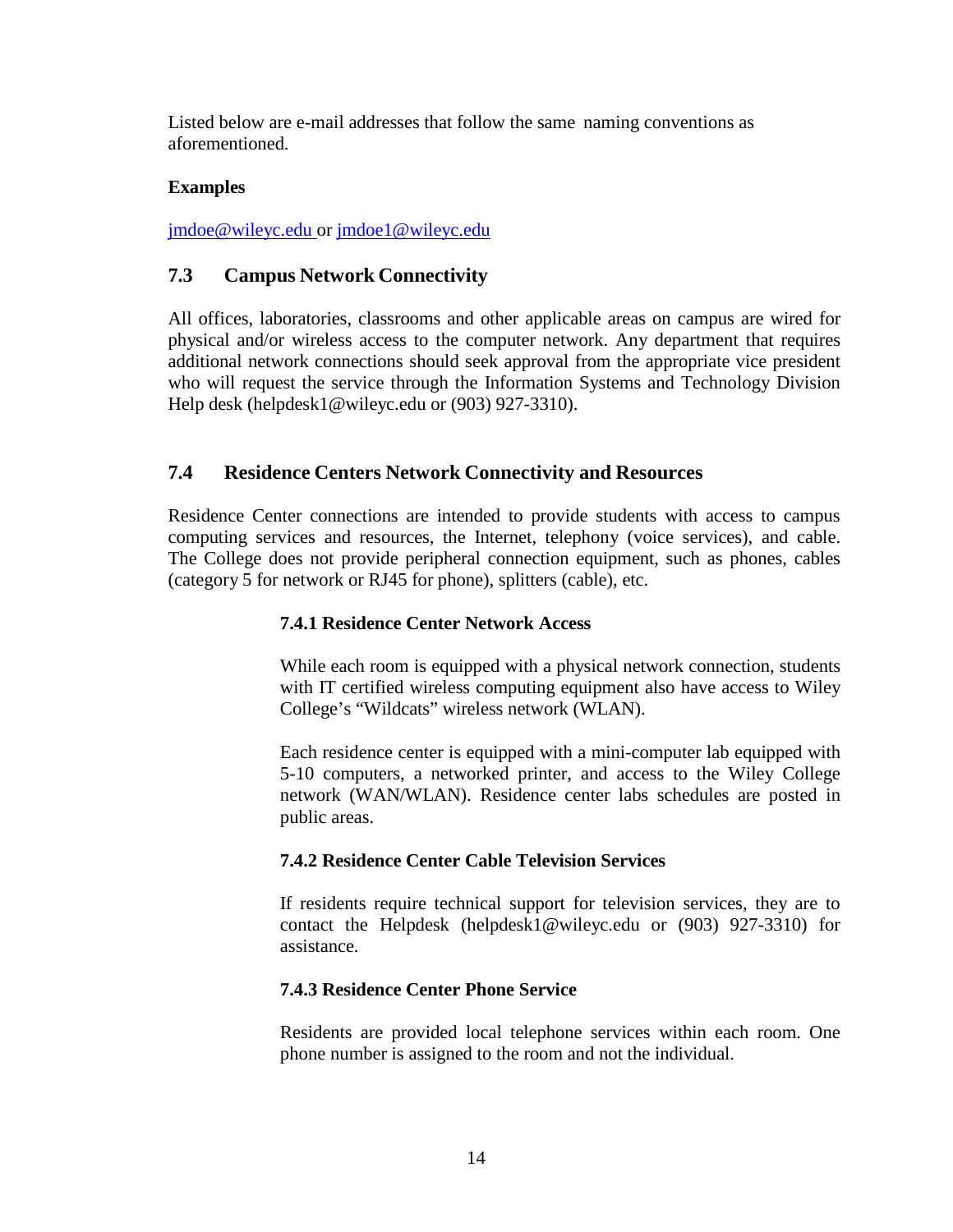Listed below are e-mail addresses that follow the same naming conventions as aforementioned.

**Examples**

jmdoe@wileyc.edu or jmdoe1@wileyc.edu

## 7.3 Campus Network Connectivity

All offices, laboratories, classrooms and other applicable areas on campus are wired for physical and/or wireless access to the computer network. Any department that requires additional network connections should seek approval from the appropriate vice president who will request the service through the Information Systems and Technology Division Help desk (helpdesk1@wileyc.edu or (903) 927-3310).

## 7.4 Residence Centers Network Connectivity and Resources

Residence Center connections are intended to provide students with access to campus computing services and resources, the Internet, telephony (voice services), and cable. The College does not provide peripheral connection equipment, such as phones, cables (category 5 for network or RJ45 for phone), splitters (cable), etc.

### 7.4.1 Residence Center Network Access

While each room is equipped with a physical network connection, students with IT certified wireless computing equipment also have access to Wiley College's "Wildcats" wireless network (WLAN).

Each residence center is equipped with a mini-computer lab equipped with 5-10 computers, a networked printer, and access to the Wiley College network (WAN/WLAN). Residence center labs schedules are posted in public areas.

### 7.4.2 Residence Center Cable Television Services

If residents require technical support for television services, they are to contact the Helpdesk (helpdesk1@wileyc.edu or (903) 927-3310) for assistance.

### 7.4.3 Residence Center Phone Service

Residents are provided local telephone services within each room. One phone number is assigned to the room and not the individual.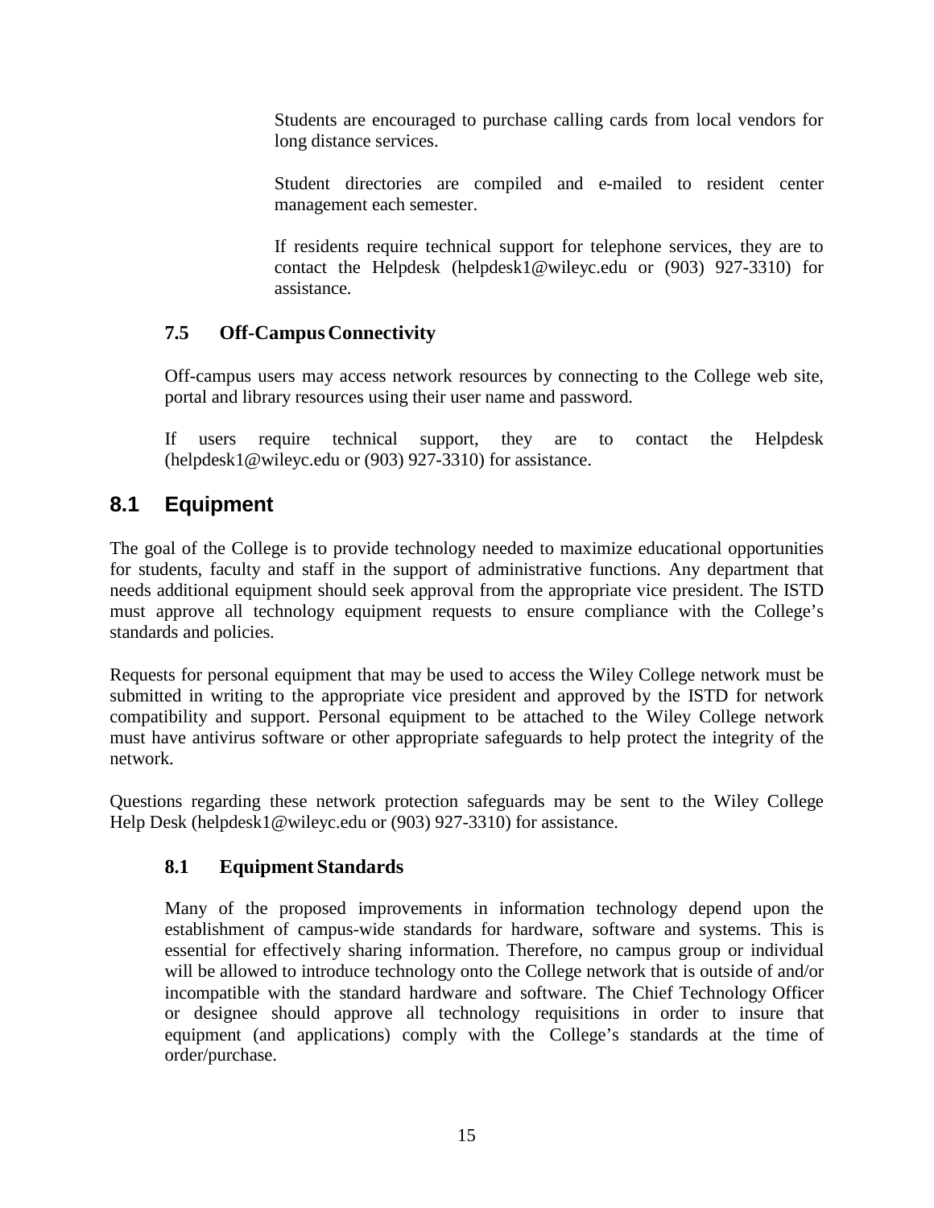Students are encouraged to purchase calling cards from local vendors for long distance services.

Student directories are compiled and e-mailed to resident center management each semester.

If residents require technical support for telephone services, they are to contact the Helpdesk (helpdesk1@wileyc.edu or (903) 927-3310) for assistance.

### 7.5 Off-Campus Connectivity

Off-campus users may access network resources by connecting to the College web site, portal and library resources using their user name and password.

If users require technical support, they are to contact the Helpdesk (helpdesk1@wileyc.edu or (903) 927-3310) for assistance.

## 8.1 Equipment

The goal of the College is to provide technology needed to maximize educational opportunities for students, faculty and staff in the support of administrative functions. Any department that needs additional equipment should seek approval from the appropriate vice president. The ISTD must approve all technology equipment requests to ensure compliance with the College's standards and policies.

Requests for personal equipment that may be used to access the Wiley College network must be submitted in writing to the appropriate vice president and approved by the ISTD for network compatibility and support. Personal equipment to be attached to the Wiley College network must have antivirus software or other appropriate safeguards to help protect the integrity of the network.

Questions regarding these network protection safeguards may be sent to the Wiley College Help Desk (helpdesk1@wileyc.edu or (903) 927-3310) for assistance.

### 8.1 Equipment Standards

Many of the proposed improvements in information technology depend upon the establishment of campus-wide standards for hardware, software and systems. This is essential for effectively sharing information. Therefore, no campus group or individual will be allowed to introduce technology onto the College network that is outside of and/or incompatible with the standard hardware and software. The Chief Technology Officer or designee should approve all technology requisitions in order to insure that equipment (and applications) comply with the College's standards at the time of order/purchase.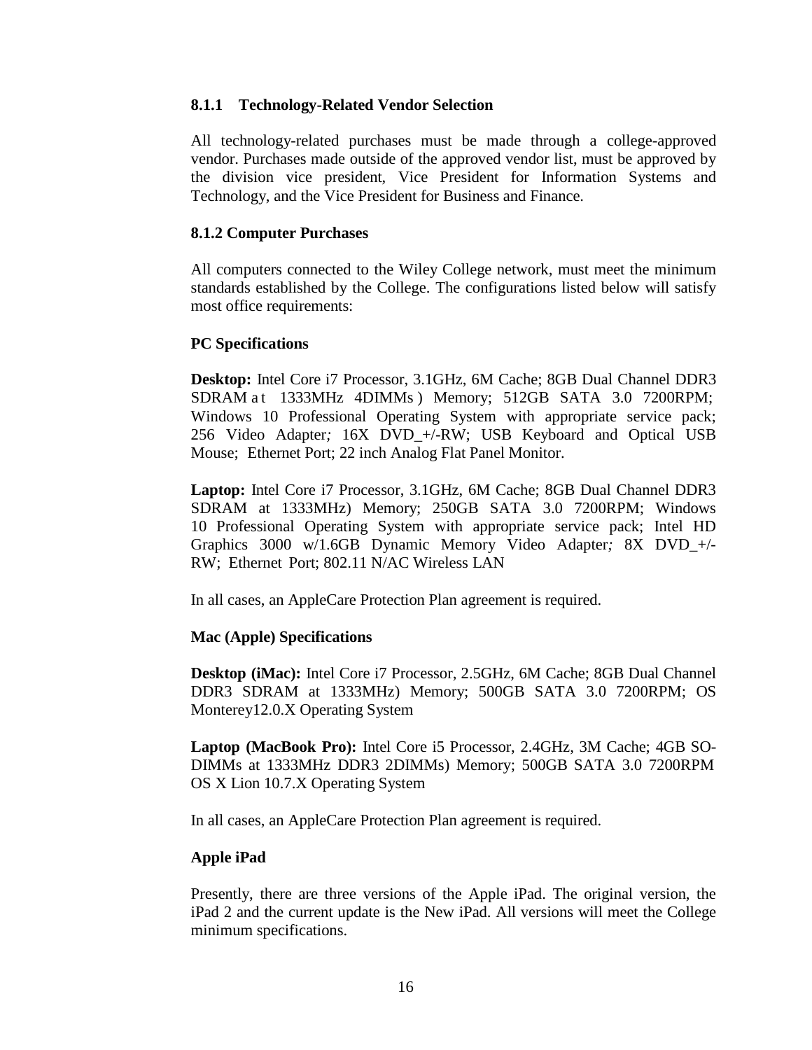### 8.1.1 Technology-Related Vendor Selection

All technology-related purchases must be made through a college-approved vendor. Purchases made outside of the approved vendor list, must be approved by the division vice president, Vice President for Information Systems and Technology, and the Vice President for Business and Finance.

### 8.1.2 Computer Purchases

All computers connected to the Wiley College network, must meet the minimum standards established by the College. The configurations listed below will satisfy most office requirements:

**PC Specifications**

**Desktop:** Intel Core i7 Processor, 3.1GHz, 6M Cache; 8GB Dual Channel DDR3 SDRAM at 1333MHz 4DIMMs ) Memory; 512GB SATA 3.0 7200RPM; Windows 10 Professional Operating System with appropriate service pack; 256 Video Adapter*;* 16X DVD_+/-RW; USB Keyboard and Optical USB Mouse; Ethernet Port; 22 inch Analog Flat Panel Monitor.

**Laptop:** Intel Core i7 Processor, 3.1GHz, 6M Cache; 8GB Dual Channel DDR3 SDRAM at 1333MHz) Memory; 250GB SATA 3.0 7200RPM; Windows 10 Professional Operating System with appropriate service pack; Intel HD Graphics 3000 w/1.6GB Dynamic Memory Video Adapter*;* 8X DVD_+/-RW; Ethernet Port; 802.11 N/AC Wireless LAN

In all cases, an AppleCare Protection Plan agreement is required.

**Mac (Apple) Specifications**

**Desktop (iMac):** Intel Core i7 Processor, 2.5GHz, 6M Cache; 8GB Dual Channel DDR3 SDRAM at 1333MHz) Memory; 500GB SATA 3.0 7200RPM; OS Monterey12.0.X Operating System

**Laptop (MacBook Pro):** Intel Core i5 Processor, 2.4GHz, 3M Cache; 4GB SO-DIMMs at 1333MHz DDR3 2DIMMs) Memory; 500GB SATA 3.0 7200RPM OS X Lion 10.7.X Operating System

In all cases, an AppleCare Protection Plan agreement is required.

**Apple iPad**

Presently, there are three versions of the Apple iPad. The original version, the iPad 2 and the current update is the New iPad. All versions will meet the College minimum specifications.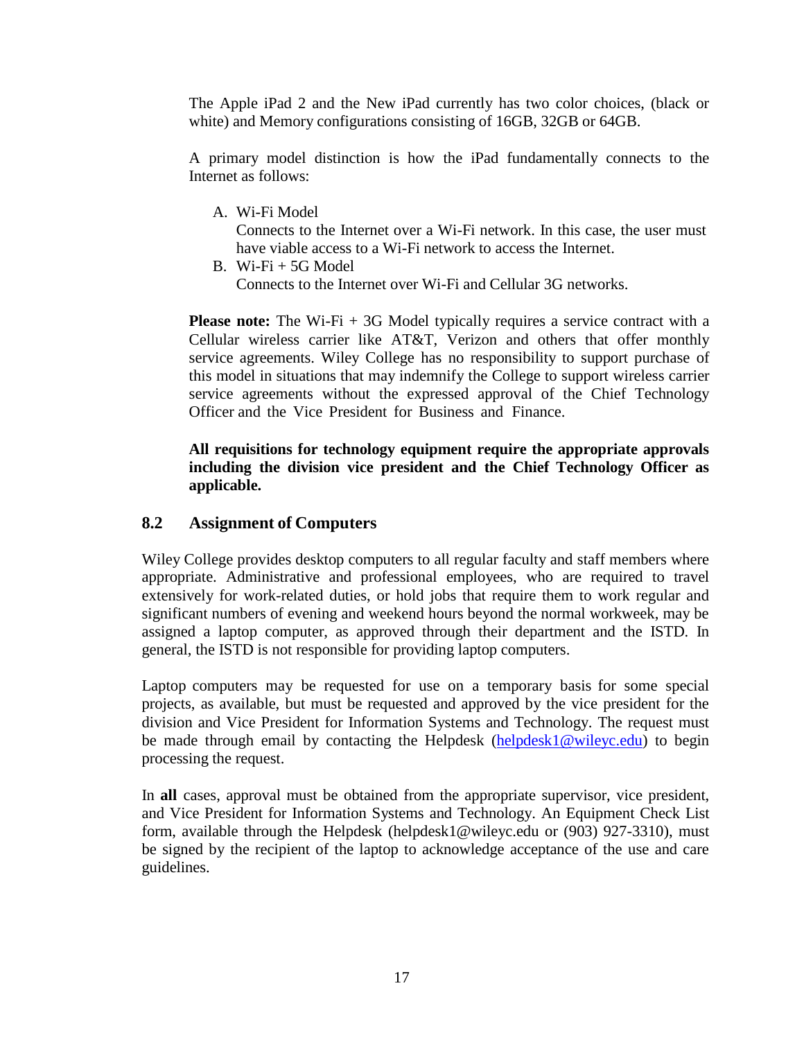The Apple iPad 2 and the New iPad currently has two color choices, (black or white) and Memory configurations consisting of 16GB, 32GB or 64GB.

A primary model distinction is how the iPad fundamentally connects to the Internet as follows:

A. Wi-Fi Model
   Connects to the Internet over a Wi-Fi network. In this case, the user must have viable access to a Wi-Fi network to access the Internet.
B. Wi-Fi + 5G Model
   Connects to the Internet over Wi-Fi and Cellular 3G networks.

**Please note:** The Wi-Fi + 3G Model typically requires a service contract with a Cellular wireless carrier like AT&T, Verizon and others that offer monthly service agreements. Wiley College has no responsibility to support purchase of this model in situations that may indemnify the College to support wireless carrier service agreements without the expressed approval of the Chief Technology Officer and the Vice President for Business and Finance.

**All requisitions for technology equipment require the appropriate approvals including the division vice president and the Chief Technology Officer as applicable.**

## 8.2 Assignment of Computers

Wiley College provides desktop computers to all regular faculty and staff members where appropriate. Administrative and professional employees, who are required to travel extensively for work-related duties, or hold jobs that require them to work regular and significant numbers of evening and weekend hours beyond the normal workweek, may be assigned a laptop computer, as approved through their department and the ISTD. In general, the ISTD is not responsible for providing laptop computers.

Laptop computers may be requested for use on a temporary basis for some special projects, as available, but must be requested and approved by the vice president for the division and Vice President for Information Systems and Technology. The request must be made through email by contacting the Helpdesk (helpdesk1@wileyc.edu) to begin processing the request.

In **all** cases, approval must be obtained from the appropriate supervisor, vice president, and Vice President for Information Systems and Technology. An Equipment Check List form, available through the Helpdesk (helpdesk1@wileyc.edu or (903) 927-3310), must be signed by the recipient of the laptop to acknowledge acceptance of the use and care guidelines.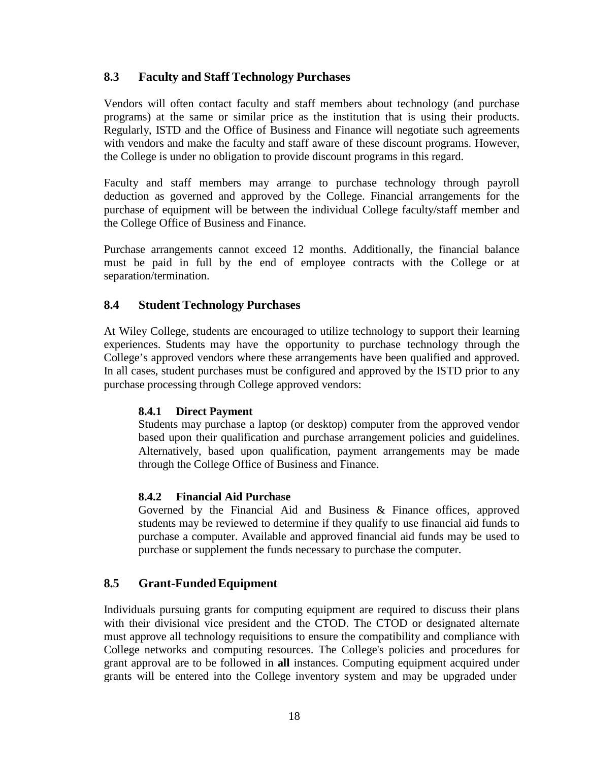## 8.3 Faculty and Staff Technology Purchases

Vendors will often contact faculty and staff members about technology (and purchase programs) at the same or similar price as the institution that is using their products. Regularly, ISTD and the Office of Business and Finance will negotiate such agreements with vendors and make the faculty and staff aware of these discount programs. However, the College is under no obligation to provide discount programs in this regard.

Faculty and staff members may arrange to purchase technology through payroll deduction as governed and approved by the College. Financial arrangements for the purchase of equipment will be between the individual College faculty/staff member and the College Office of Business and Finance.

Purchase arrangements cannot exceed 12 months. Additionally, the financial balance must be paid in full by the end of employee contracts with the College or at separation/termination.

## 8.4 Student Technology Purchases

At Wiley College, students are encouraged to utilize technology to support their learning experiences. Students may have the opportunity to purchase technology through the College's approved vendors where these arrangements have been qualified and approved. In all cases, student purchases must be configured and approved by the ISTD prior to any purchase processing through College approved vendors:

### 8.4.1 Direct Payment

Students may purchase a laptop (or desktop) computer from the approved vendor based upon their qualification and purchase arrangement policies and guidelines. Alternatively, based upon qualification, payment arrangements may be made through the College Office of Business and Finance.

### 8.4.2 Financial Aid Purchase

Governed by the Financial Aid and Business & Finance offices, approved students may be reviewed to determine if they qualify to use financial aid funds to purchase a computer. Available and approved financial aid funds may be used to purchase or supplement the funds necessary to purchase the computer.

## 8.5 Grant-Funded Equipment

Individuals pursuing grants for computing equipment are required to discuss their plans with their divisional vice president and the CTOD. The CTOD or designated alternate must approve all technology requisitions to ensure the compatibility and compliance with College networks and computing resources. The College's policies and procedures for grant approval are to be followed in **all** instances. Computing equipment acquired under grants will be entered into the College inventory system and may be upgraded under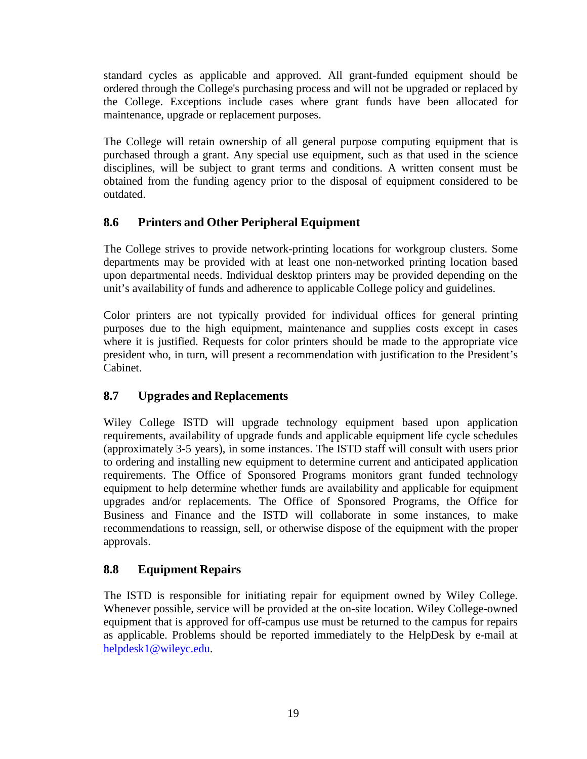standard cycles as applicable and approved. All grant-funded equipment should be ordered through the College's purchasing process and will not be upgraded or replaced by the College. Exceptions include cases where grant funds have been allocated for maintenance, upgrade or replacement purposes.

The College will retain ownership of all general purpose computing equipment that is purchased through a grant. Any special use equipment, such as that used in the science disciplines, will be subject to grant terms and conditions. A written consent must be obtained from the funding agency prior to the disposal of equipment considered to be outdated.

## 8.6 Printers and Other Peripheral Equipment

The College strives to provide network-printing locations for workgroup clusters. Some departments may be provided with at least one non-networked printing location based upon departmental needs. Individual desktop printers may be provided depending on the unit's availability of funds and adherence to applicable College policy and guidelines.

Color printers are not typically provided for individual offices for general printing purposes due to the high equipment, maintenance and supplies costs except in cases where it is justified. Requests for color printers should be made to the appropriate vice president who, in turn, will present a recommendation with justification to the President's Cabinet.

## 8.7 Upgrades and Replacements

Wiley College ISTD will upgrade technology equipment based upon application requirements, availability of upgrade funds and applicable equipment life cycle schedules (approximately 3-5 years), in some instances. The ISTD staff will consult with users prior to ordering and installing new equipment to determine current and anticipated application requirements. The Office of Sponsored Programs monitors grant funded technology equipment to help determine whether funds are availability and applicable for equipment upgrades and/or replacements. The Office of Sponsored Programs, the Office for Business and Finance and the ISTD will collaborate in some instances, to make recommendations to reassign, sell, or otherwise dispose of the equipment with the proper approvals.

## 8.8 Equipment Repairs

The ISTD is responsible for initiating repair for equipment owned by Wiley College. Whenever possible, service will be provided at the on-site location. Wiley College-owned equipment that is approved for off-campus use must be returned to the campus for repairs as applicable. Problems should be reported immediately to the HelpDesk by e-mail at [helpdesk1@wileyc.edu](mailto:helpdesk1@wileyc.edu).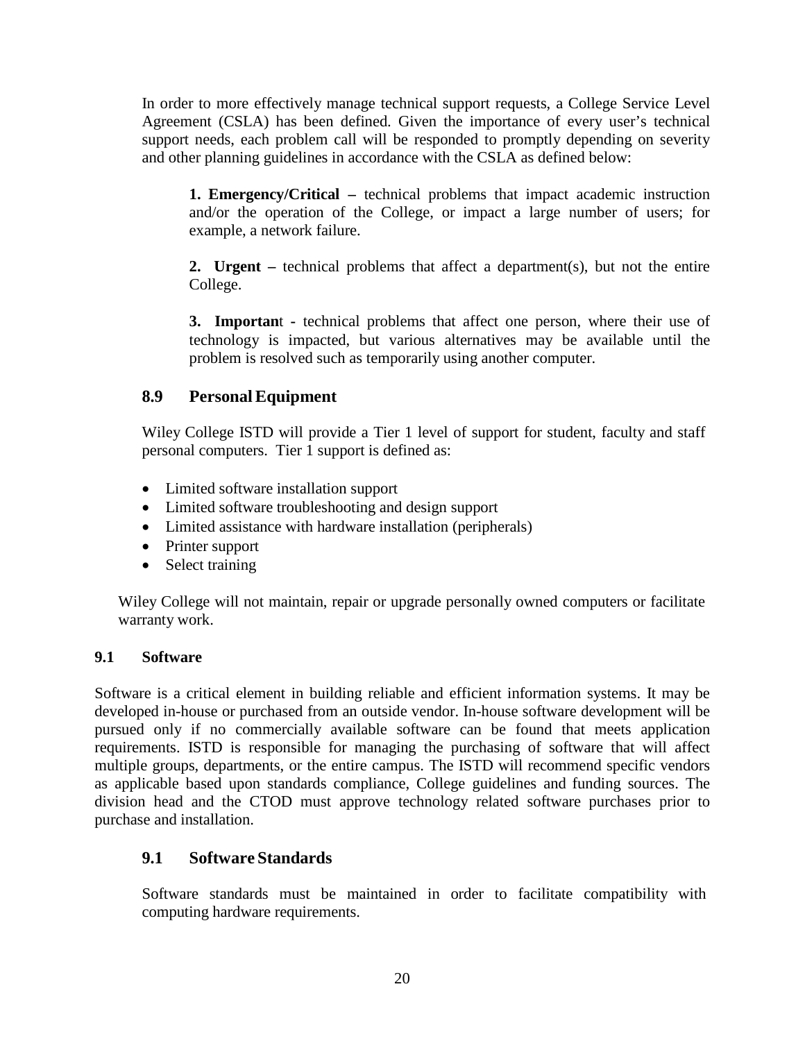In order to more effectively manage technical support requests, a College Service Level Agreement (CSLA) has been defined. Given the importance of every user's technical support needs, each problem call will be responded to promptly depending on severity and other planning guidelines in accordance with the CSLA as defined below:

**1. Emergency/Critical –** technical problems that impact academic instruction and/or the operation of the College, or impact a large number of users; for example, a network failure.

**2. Urgent –** technical problems that affect a department(s), but not the entire College.

**3. Importan**t - technical problems that affect one person, where their use of technology is impacted, but various alternatives may be available until the problem is resolved such as temporarily using another computer.

## 8.9 Personal Equipment

Wiley College ISTD will provide a Tier 1 level of support for student, faculty and staff personal computers. Tier 1 support is defined as:

- Limited software installation support
- Limited software troubleshooting and design support
- Limited assistance with hardware installation (peripherals)
- Printer support
- Select training

Wiley College will not maintain, repair or upgrade personally owned computers or facilitate warranty work.

### 9.1 Software

Software is a critical element in building reliable and efficient information systems. It may be developed in-house or purchased from an outside vendor. In-house software development will be pursued only if no commercially available software can be found that meets application requirements. ISTD is responsible for managing the purchasing of software that will affect multiple groups, departments, or the entire campus. The ISTD will recommend specific vendors as applicable based upon standards compliance, College guidelines and funding sources. The division head and the CTOD must approve technology related software purchases prior to purchase and installation.

## 9.1 Software Standards

Software standards must be maintained in order to facilitate compatibility with computing hardware requirements.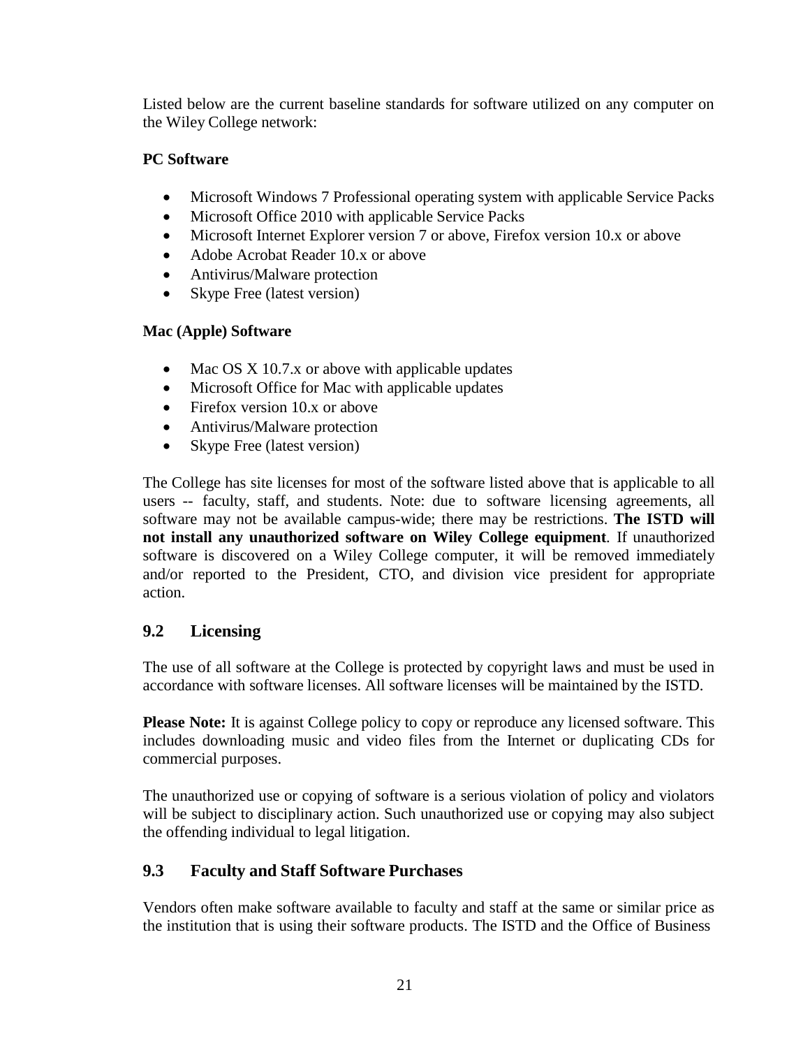Listed below are the current baseline standards for software utilized on any computer on the Wiley College network:

**PC Software**

- Microsoft Windows 7 Professional operating system with applicable Service Packs
- Microsoft Office 2010 with applicable Service Packs
- Microsoft Internet Explorer version 7 or above, Firefox version 10.x or above
- Adobe Acrobat Reader 10.x or above
- Antivirus/Malware protection
- Skype Free (latest version)

**Mac (Apple) Software**

- Mac OS X 10.7.x or above with applicable updates
- Microsoft Office for Mac with applicable updates
- Firefox version 10.x or above
- Antivirus/Malware protection
- Skype Free (latest version)

The College has site licenses for most of the software listed above that is applicable to all users -- faculty, staff, and students. Note: due to software licensing agreements, all software may not be available campus-wide; there may be restrictions. **The ISTD will not install any unauthorized software on Wiley College equipment**. If unauthorized software is discovered on a Wiley College computer, it will be removed immediately and/or reported to the President, CTO, and division vice president for appropriate action.

## 9.2 Licensing

The use of all software at the College is protected by copyright laws and must be used in accordance with software licenses. All software licenses will be maintained by the ISTD.

**Please Note:** It is against College policy to copy or reproduce any licensed software. This includes downloading music and video files from the Internet or duplicating CDs for commercial purposes.

The unauthorized use or copying of software is a serious violation of policy and violators will be subject to disciplinary action. Such unauthorized use or copying may also subject the offending individual to legal litigation.

## 9.3 Faculty and Staff Software Purchases

Vendors often make software available to faculty and staff at the same or similar price as the institution that is using their software products. The ISTD and the Office of Business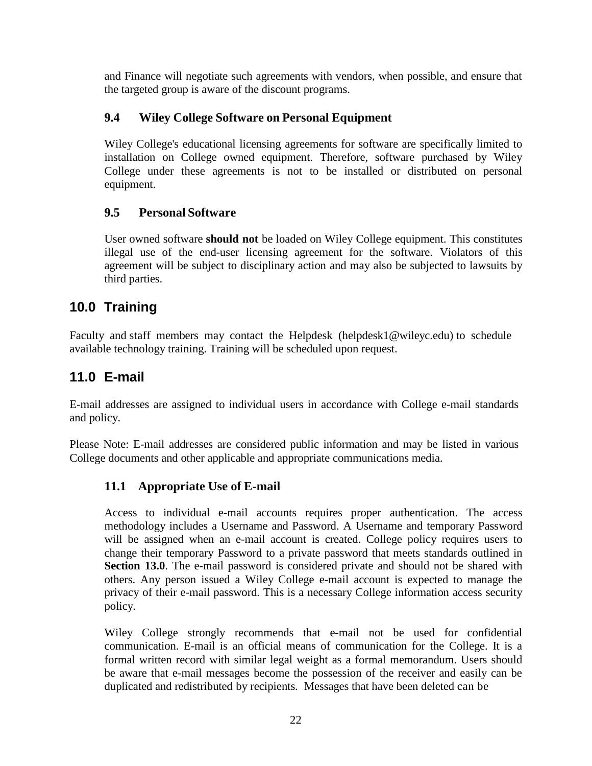and Finance will negotiate such agreements with vendors, when possible, and ensure that the targeted group is aware of the discount programs.

### 9.4 Wiley College Software on Personal Equipment

Wiley College's educational licensing agreements for software are specifically limited to installation on College owned equipment. Therefore, software purchased by Wiley College under these agreements is not to be installed or distributed on personal equipment.

### 9.5 Personal Software

User owned software **should not** be loaded on Wiley College equipment. This constitutes illegal use of the end-user licensing agreement for the software. Violators of this agreement will be subject to disciplinary action and may also be subjected to lawsuits by third parties.

## 10.0 Training

Faculty and staff members may contact the Helpdesk (helpdesk1@wileyc.edu) to schedule available technology training. Training will be scheduled upon request.

## 11.0 E-mail

E-mail addresses are assigned to individual users in accordance with College e-mail standards and policy.

Please Note: E-mail addresses are considered public information and may be listed in various College documents and other applicable and appropriate communications media.

### 11.1 Appropriate Use of E-mail

Access to individual e-mail accounts requires proper authentication. The access methodology includes a Username and Password. A Username and temporary Password will be assigned when an e-mail account is created. College policy requires users to change their temporary Password to a private password that meets standards outlined in **Section 13.0**. The e-mail password is considered private and should not be shared with others. Any person issued a Wiley College e-mail account is expected to manage the privacy of their e-mail password. This is a necessary College information access security policy.

Wiley College strongly recommends that e-mail not be used for confidential communication. E-mail is an official means of communication for the College. It is a formal written record with similar legal weight as a formal memorandum. Users should be aware that e-mail messages become the possession of the receiver and easily can be duplicated and redistributed by recipients. Messages that have been deleted can be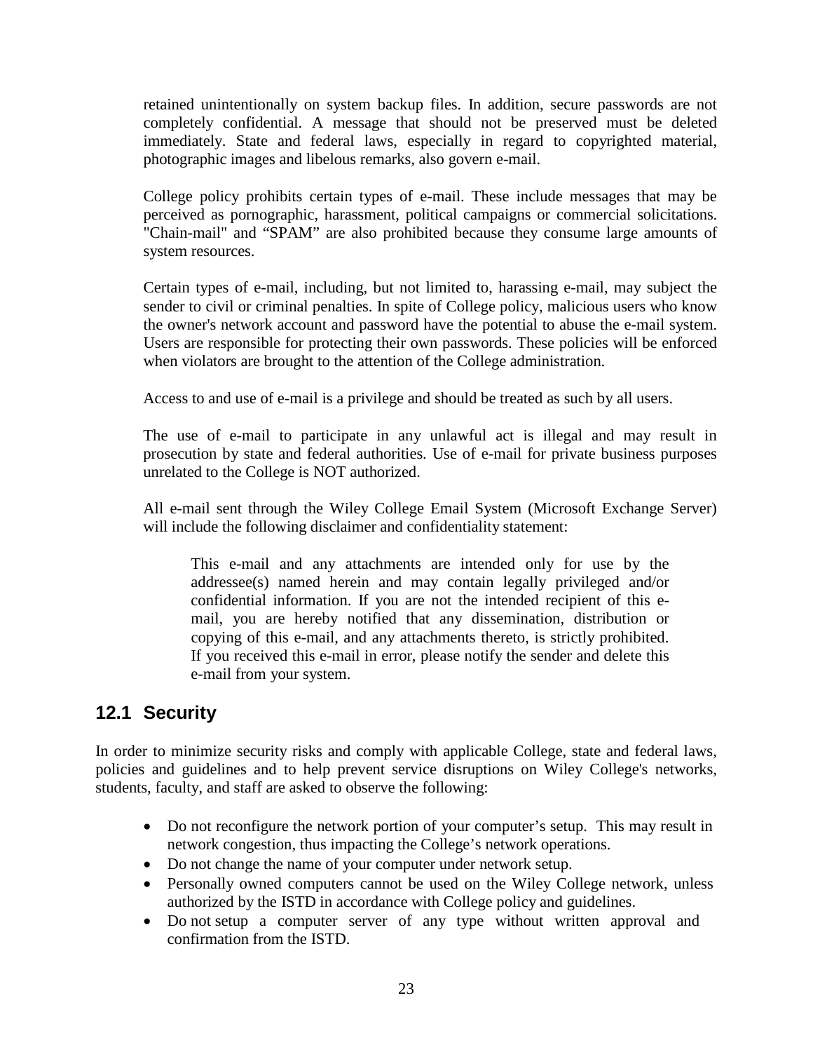retained unintentionally on system backup files. In addition, secure passwords are not completely confidential. A message that should not be preserved must be deleted immediately. State and federal laws, especially in regard to copyrighted material, photographic images and libelous remarks, also govern e-mail.

College policy prohibits certain types of e-mail. These include messages that may be perceived as pornographic, harassment, political campaigns or commercial solicitations. "Chain-mail" and “SPAM” are also prohibited because they consume large amounts of system resources.

Certain types of e-mail, including, but not limited to, harassing e-mail, may subject the sender to civil or criminal penalties. In spite of College policy, malicious users who know the owner's network account and password have the potential to abuse the e-mail system. Users are responsible for protecting their own passwords. These policies will be enforced when violators are brought to the attention of the College administration.

Access to and use of e-mail is a privilege and should be treated as such by all users.

The use of e-mail to participate in any unlawful act is illegal and may result in prosecution by state and federal authorities. Use of e-mail for private business purposes unrelated to the College is NOT authorized.

All e-mail sent through the Wiley College Email System (Microsoft Exchange Server) will include the following disclaimer and confidentiality statement:

> This e-mail and any attachments are intended only for use by the addressee(s) named herein and may contain legally privileged and/or confidential information. If you are not the intended recipient of this e-mail, you are hereby notified that any dissemination, distribution or copying of this e-mail, and any attachments thereto, is strictly prohibited. If you received this e-mail in error, please notify the sender and delete this e-mail from your system.

## 12.1 Security

In order to minimize security risks and comply with applicable College, state and federal laws, policies and guidelines and to help prevent service disruptions on Wiley College's networks, students, faculty, and staff are asked to observe the following:

- Do not reconfigure the network portion of your computer’s setup. This may result in network congestion, thus impacting the College’s network operations.
- Do not change the name of your computer under network setup.
- Personally owned computers cannot be used on the Wiley College network, unless authorized by the ISTD in accordance with College policy and guidelines.
- Do not setup a computer server of any type without written approval and confirmation from the ISTD.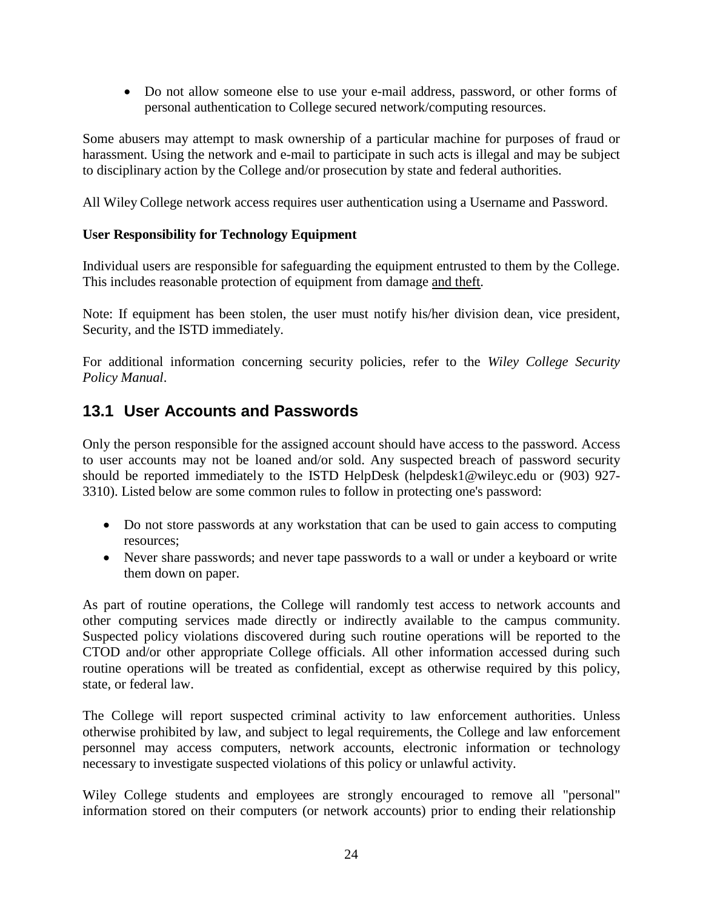- Do not allow someone else to use your e-mail address, password, or other forms of personal authentication to College secured network/computing resources.

Some abusers may attempt to mask ownership of a particular machine for purposes of fraud or harassment. Using the network and e-mail to participate in such acts is illegal and may be subject to disciplinary action by the College and/or prosecution by state and federal authorities.

All Wiley College network access requires user authentication using a Username and Password.

**User Responsibility for Technology Equipment**

Individual users are responsible for safeguarding the equipment entrusted to them by the College. This includes reasonable protection of equipment from damage and theft.

Note: If equipment has been stolen, the user must notify his/her division dean, vice president, Security, and the ISTD immediately.

For additional information concerning security policies, refer to the *Wiley College Security Policy Manual*.

## 13.1 User Accounts and Passwords

Only the person responsible for the assigned account should have access to the password. Access to user accounts may not be loaned and/or sold. Any suspected breach of password security should be reported immediately to the ISTD HelpDesk (helpdesk1@wileyc.edu or (903) 927-3310). Listed below are some common rules to follow in protecting one's password:

- Do not store passwords at any workstation that can be used to gain access to computing resources;
- Never share passwords; and never tape passwords to a wall or under a keyboard or write them down on paper.

As part of routine operations, the College will randomly test access to network accounts and other computing services made directly or indirectly available to the campus community. Suspected policy violations discovered during such routine operations will be reported to the CTOD and/or other appropriate College officials. All other information accessed during such routine operations will be treated as confidential, except as otherwise required by this policy, state, or federal law.

The College will report suspected criminal activity to law enforcement authorities. Unless otherwise prohibited by law, and subject to legal requirements, the College and law enforcement personnel may access computers, network accounts, electronic information or technology necessary to investigate suspected violations of this policy or unlawful activity.

Wiley College students and employees are strongly encouraged to remove all "personal" information stored on their computers (or network accounts) prior to ending their relationship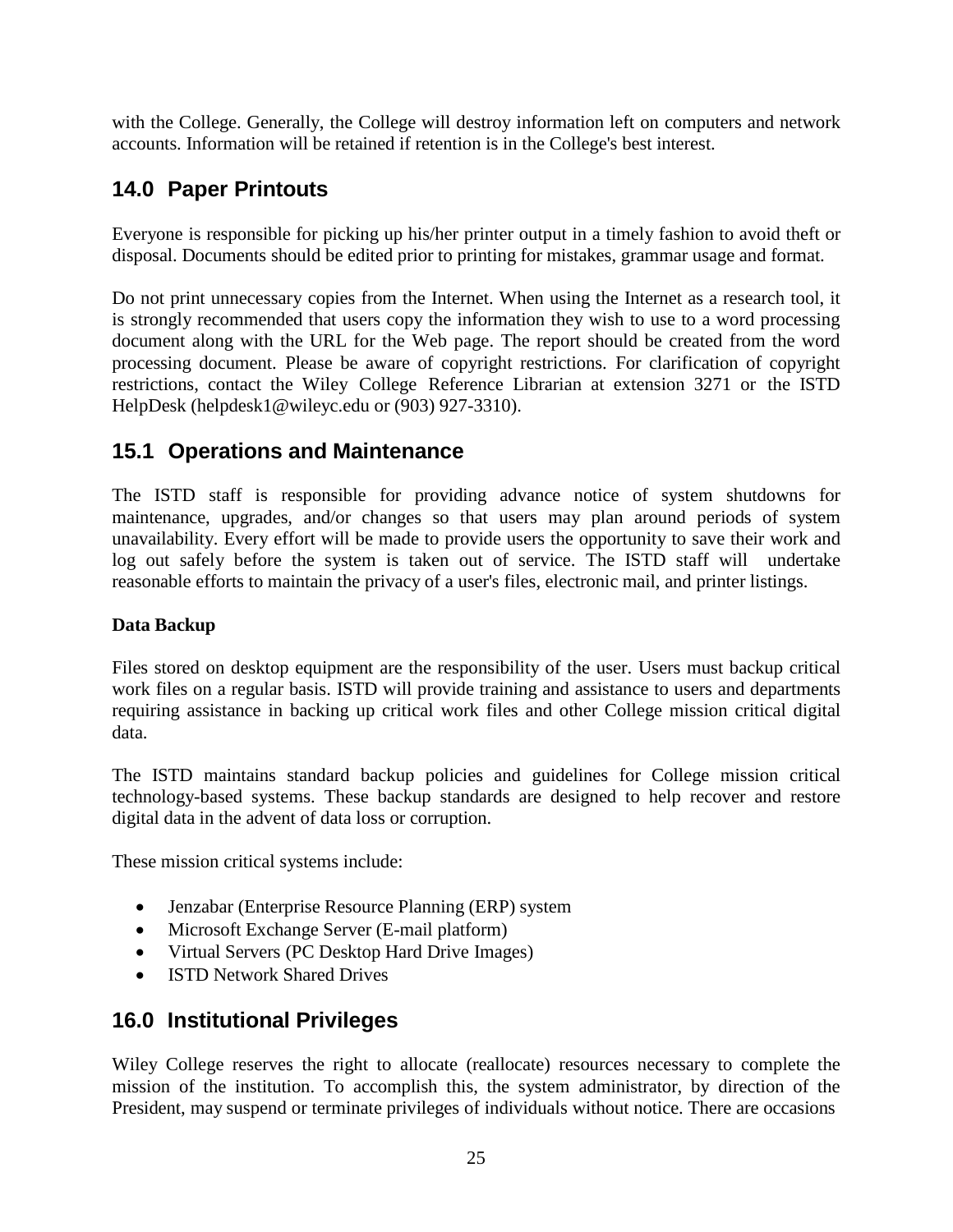with the College. Generally, the College will destroy information left on computers and network accounts. Information will be retained if retention is in the College's best interest.

## 14.0 Paper Printouts

Everyone is responsible for picking up his/her printer output in a timely fashion to avoid theft or disposal. Documents should be edited prior to printing for mistakes, grammar usage and format.

Do not print unnecessary copies from the Internet. When using the Internet as a research tool, it is strongly recommended that users copy the information they wish to use to a word processing document along with the URL for the Web page. The report should be created from the word processing document. Please be aware of copyright restrictions. For clarification of copyright restrictions, contact the Wiley College Reference Librarian at extension 3271 or the ISTD HelpDesk (helpdesk1@wileyc.edu or (903) 927-3310).

## 15.1 Operations and Maintenance

The ISTD staff is responsible for providing advance notice of system shutdowns for maintenance, upgrades, and/or changes so that users may plan around periods of system unavailability. Every effort will be made to provide users the opportunity to save their work and log out safely before the system is taken out of service. The ISTD staff will undertake reasonable efforts to maintain the privacy of a user's files, electronic mail, and printer listings.

**Data Backup**

Files stored on desktop equipment are the responsibility of the user. Users must backup critical work files on a regular basis. ISTD will provide training and assistance to users and departments requiring assistance in backing up critical work files and other College mission critical digital data.

The ISTD maintains standard backup policies and guidelines for College mission critical technology-based systems. These backup standards are designed to help recover and restore digital data in the advent of data loss or corruption.

These mission critical systems include:

- Jenzabar (Enterprise Resource Planning (ERP) system
- Microsoft Exchange Server (E-mail platform)
- Virtual Servers (PC Desktop Hard Drive Images)
- ISTD Network Shared Drives

## 16.0 Institutional Privileges

Wiley College reserves the right to allocate (reallocate) resources necessary to complete the mission of the institution. To accomplish this, the system administrator, by direction of the President, may suspend or terminate privileges of individuals without notice. There are occasions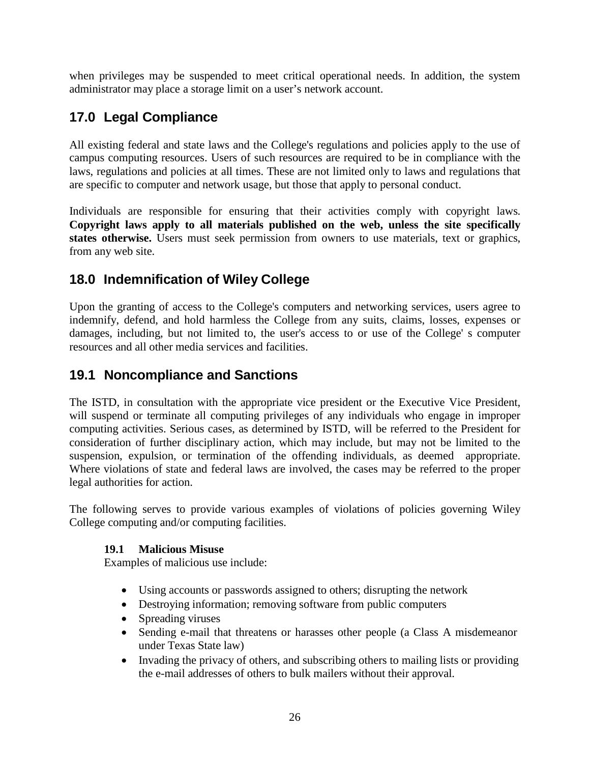when privileges may be suspended to meet critical operational needs. In addition, the system administrator may place a storage limit on a user's network account.

## 17.0 Legal Compliance

All existing federal and state laws and the College's regulations and policies apply to the use of campus computing resources. Users of such resources are required to be in compliance with the laws, regulations and policies at all times. These are not limited only to laws and regulations that are specific to computer and network usage, but those that apply to personal conduct.

Individuals are responsible for ensuring that their activities comply with copyright laws. **Copyright laws apply to all materials published on the web, unless the site specifically states otherwise.** Users must seek permission from owners to use materials, text or graphics, from any web site.

## 18.0 Indemnification of Wiley College

Upon the granting of access to the College's computers and networking services, users agree to indemnify, defend, and hold harmless the College from any suits, claims, losses, expenses or damages, including, but not limited to, the user's access to or use of the College' s computer resources and all other media services and facilities.

## 19.1 Noncompliance and Sanctions

The ISTD, in consultation with the appropriate vice president or the Executive Vice President, will suspend or terminate all computing privileges of any individuals who engage in improper computing activities. Serious cases, as determined by ISTD, will be referred to the President for consideration of further disciplinary action, which may include, but may not be limited to the suspension, expulsion, or termination of the offending individuals, as deemed appropriate. Where violations of state and federal laws are involved, the cases may be referred to the proper legal authorities for action.

The following serves to provide various examples of violations of policies governing Wiley College computing and/or computing facilities.

### 19.1 Malicious Misuse

Examples of malicious use include:

- Using accounts or passwords assigned to others; disrupting the network
- Destroying information; removing software from public computers
- Spreading viruses
- Sending e-mail that threatens or harasses other people (a Class A misdemeanor under Texas State law)
- Invading the privacy of others, and subscribing others to mailing lists or providing the e-mail addresses of others to bulk mailers without their approval.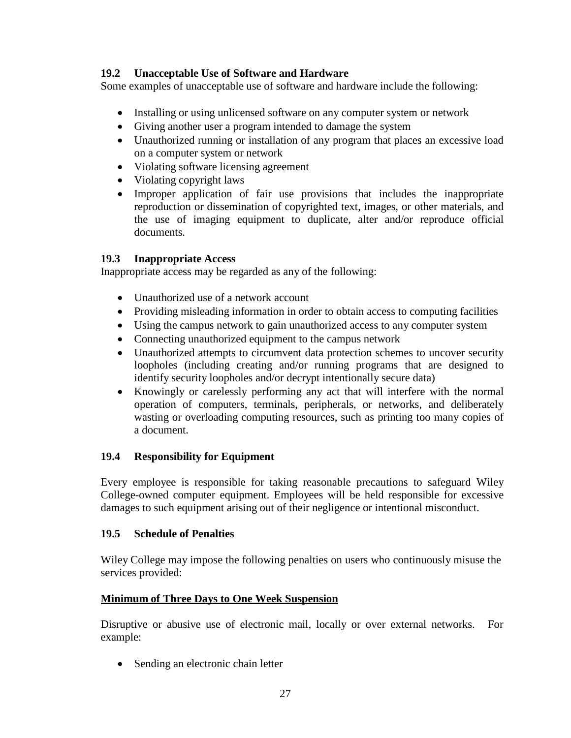### 19.2 Unacceptable Use of Software and Hardware

Some examples of unacceptable use of software and hardware include the following:

- Installing or using unlicensed software on any computer system or network
- Giving another user a program intended to damage the system
- Unauthorized running or installation of any program that places an excessive load on a computer system or network
- Violating software licensing agreement
- Violating copyright laws
- Improper application of fair use provisions that includes the inappropriate reproduction or dissemination of copyrighted text, images, or other materials, and the use of imaging equipment to duplicate, alter and/or reproduce official documents.

### 19.3 Inappropriate Access

Inappropriate access may be regarded as any of the following:

- Unauthorized use of a network account
- Providing misleading information in order to obtain access to computing facilities
- Using the campus network to gain unauthorized access to any computer system
- Connecting unauthorized equipment to the campus network
- Unauthorized attempts to circumvent data protection schemes to uncover security loopholes (including creating and/or running programs that are designed to identify security loopholes and/or decrypt intentionally secure data)
- Knowingly or carelessly performing any act that will interfere with the normal operation of computers, terminals, peripherals, or networks, and deliberately wasting or overloading computing resources, such as printing too many copies of a document.

### 19.4 Responsibility for Equipment

Every employee is responsible for taking reasonable precautions to safeguard Wiley College-owned computer equipment. Employees will be held responsible for excessive damages to such equipment arising out of their negligence or intentional misconduct.

### 19.5 Schedule of Penalties

Wiley College may impose the following penalties on users who continuously misuse the services provided:

**Minimum of Three Days to One Week Suspension**

Disruptive or abusive use of electronic mail, locally or over external networks. For example:

- Sending an electronic chain letter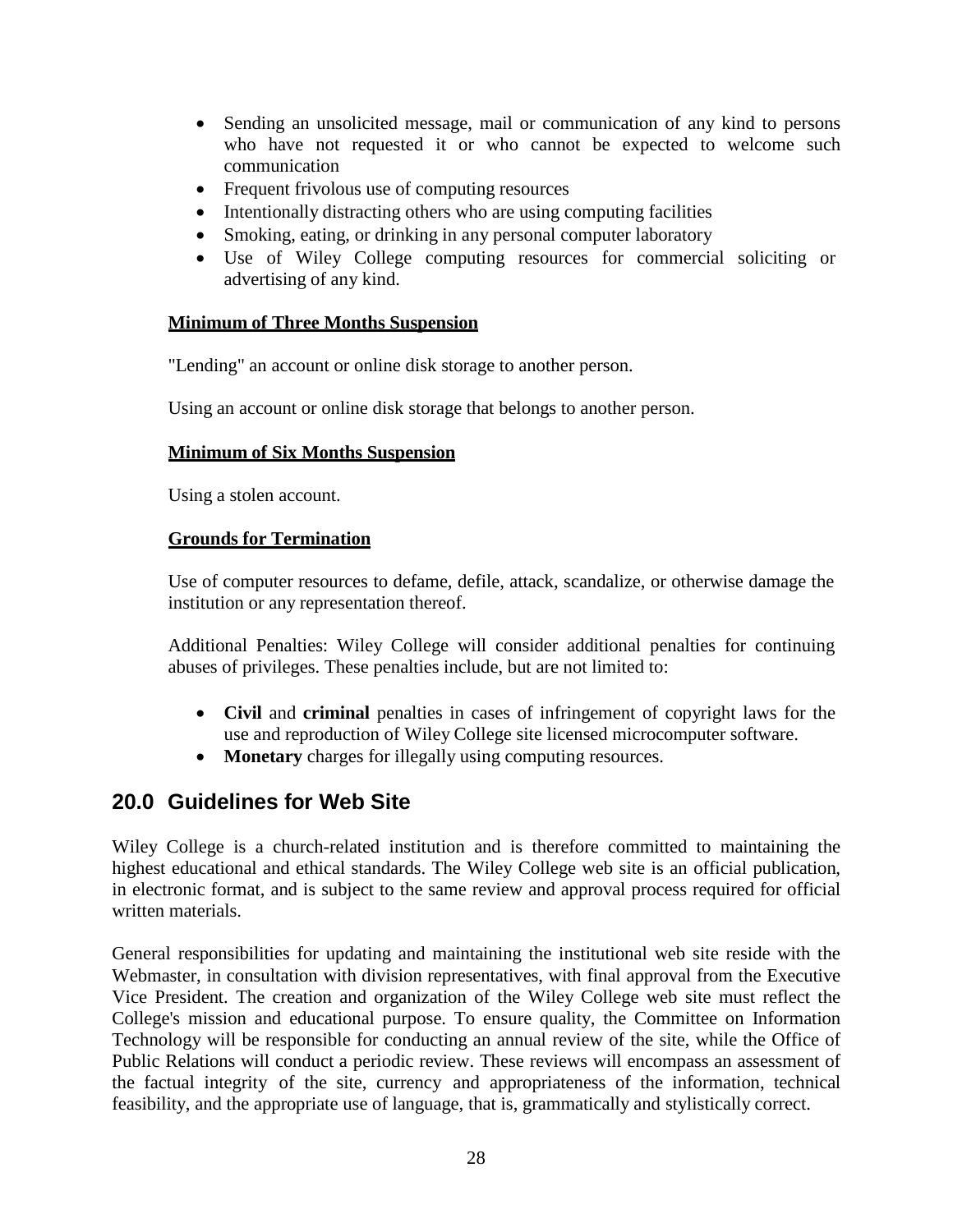- Sending an unsolicited message, mail or communication of any kind to persons who have not requested it or who cannot be expected to welcome such communication
- Frequent frivolous use of computing resources
- Intentionally distracting others who are using computing facilities
- Smoking, eating, or drinking in any personal computer laboratory
- Use of Wiley College computing resources for commercial soliciting or advertising of any kind.

**Minimum of Three Months Suspension**

"Lending" an account or online disk storage to another person.

Using an account or online disk storage that belongs to another person.

**Minimum of Six Months Suspension**

Using a stolen account.

**Grounds for Termination**

Use of computer resources to defame, defile, attack, scandalize, or otherwise damage the institution or any representation thereof.

Additional Penalties: Wiley College will consider additional penalties for continuing abuses of privileges. These penalties include, but are not limited to:

- **Civil** and **criminal** penalties in cases of infringement of copyright laws for the use and reproduction of Wiley College site licensed microcomputer software.
- **Monetary** charges for illegally using computing resources.

## 20.0 Guidelines for Web Site

Wiley College is a church-related institution and is therefore committed to maintaining the highest educational and ethical standards. The Wiley College web site is an official publication, in electronic format, and is subject to the same review and approval process required for official written materials.

General responsibilities for updating and maintaining the institutional web site reside with the Webmaster, in consultation with division representatives, with final approval from the Executive Vice President. The creation and organization of the Wiley College web site must reflect the College's mission and educational purpose. To ensure quality, the Committee on Information Technology will be responsible for conducting an annual review of the site, while the Office of Public Relations will conduct a periodic review. These reviews will encompass an assessment of the factual integrity of the site, currency and appropriateness of the information, technical feasibility, and the appropriate use of language, that is, grammatically and stylistically correct.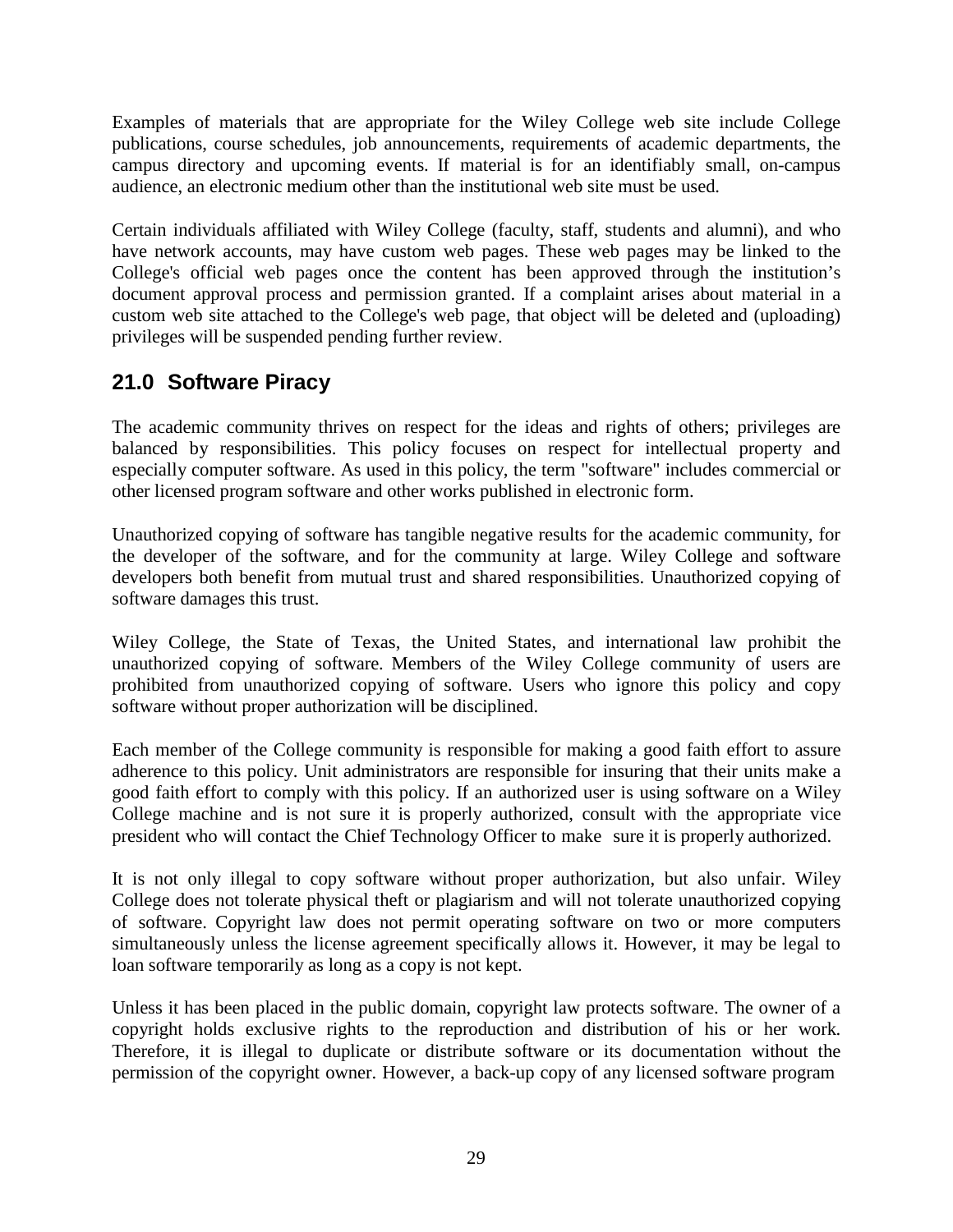Examples of materials that are appropriate for the Wiley College web site include College publications, course schedules, job announcements, requirements of academic departments, the campus directory and upcoming events. If material is for an identifiably small, on-campus audience, an electronic medium other than the institutional web site must be used.

Certain individuals affiliated with Wiley College (faculty, staff, students and alumni), and who have network accounts, may have custom web pages. These web pages may be linked to the College's official web pages once the content has been approved through the institution's document approval process and permission granted. If a complaint arises about material in a custom web site attached to the College's web page, that object will be deleted and (uploading) privileges will be suspended pending further review.

## 21.0 Software Piracy

The academic community thrives on respect for the ideas and rights of others; privileges are balanced by responsibilities. This policy focuses on respect for intellectual property and especially computer software. As used in this policy, the term "software" includes commercial or other licensed program software and other works published in electronic form.

Unauthorized copying of software has tangible negative results for the academic community, for the developer of the software, and for the community at large. Wiley College and software developers both benefit from mutual trust and shared responsibilities. Unauthorized copying of software damages this trust.

Wiley College, the State of Texas, the United States, and international law prohibit the unauthorized copying of software. Members of the Wiley College community of users are prohibited from unauthorized copying of software. Users who ignore this policy and copy software without proper authorization will be disciplined.

Each member of the College community is responsible for making a good faith effort to assure adherence to this policy. Unit administrators are responsible for insuring that their units make a good faith effort to comply with this policy. If an authorized user is using software on a Wiley College machine and is not sure it is properly authorized, consult with the appropriate vice president who will contact the Chief Technology Officer to make sure it is properly authorized.

It is not only illegal to copy software without proper authorization, but also unfair. Wiley College does not tolerate physical theft or plagiarism and will not tolerate unauthorized copying of software. Copyright law does not permit operating software on two or more computers simultaneously unless the license agreement specifically allows it. However, it may be legal to loan software temporarily as long as a copy is not kept.

Unless it has been placed in the public domain, copyright law protects software. The owner of a copyright holds exclusive rights to the reproduction and distribution of his or her work. Therefore, it is illegal to duplicate or distribute software or its documentation without the permission of the copyright owner. However, a back-up copy of any licensed software program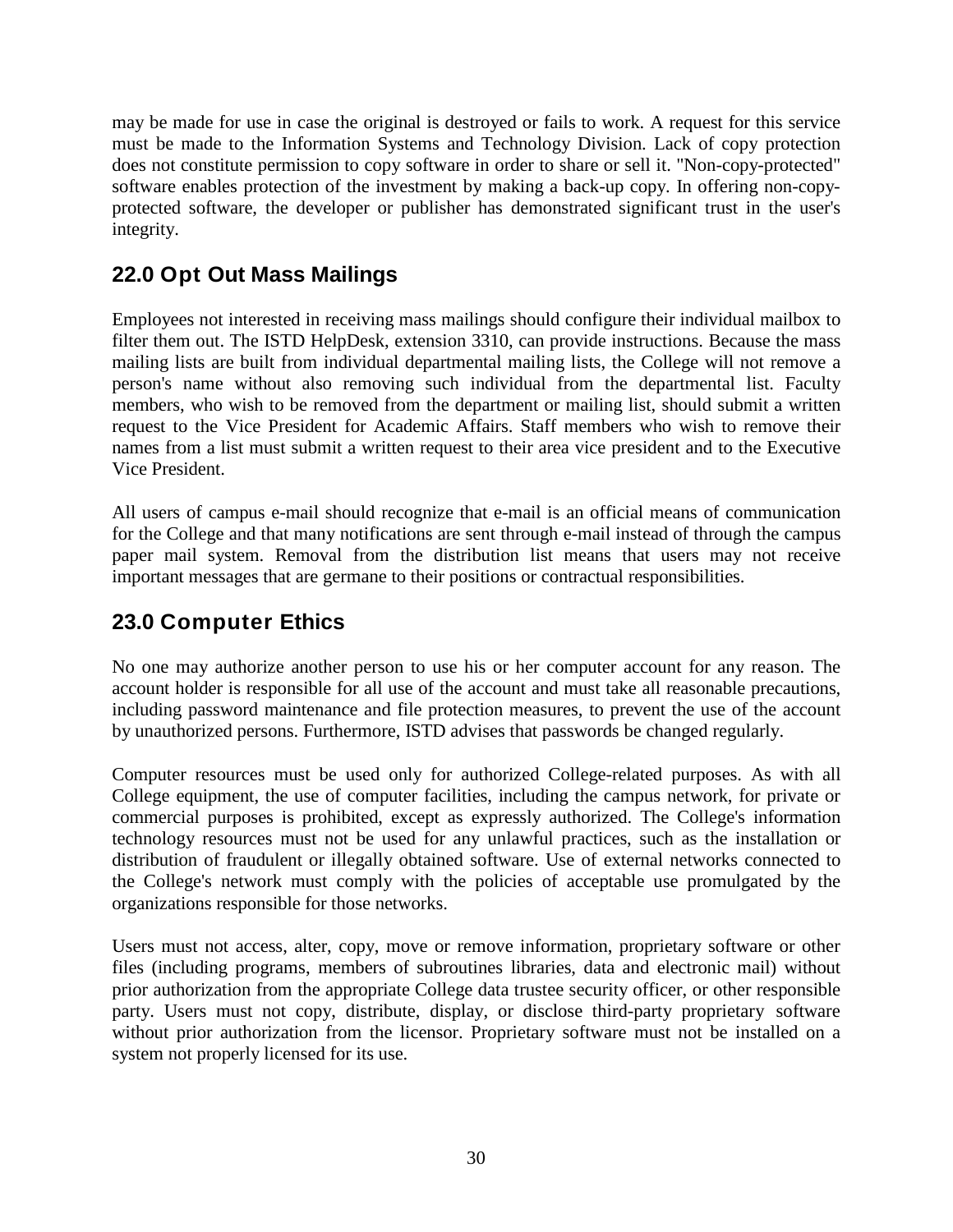may be made for use in case the original is destroyed or fails to work. A request for this service must be made to the Information Systems and Technology Division. Lack of copy protection does not constitute permission to copy software in order to share or sell it. "Non-copy-protected" software enables protection of the investment by making a back-up copy. In offering non-copy-protected software, the developer or publisher has demonstrated significant trust in the user's integrity.

## 22.0 Opt Out Mass Mailings

Employees not interested in receiving mass mailings should configure their individual mailbox to filter them out. The ISTD HelpDesk, extension 3310, can provide instructions. Because the mass mailing lists are built from individual departmental mailing lists, the College will not remove a person's name without also removing such individual from the departmental list. Faculty members, who wish to be removed from the department or mailing list, should submit a written request to the Vice President for Academic Affairs. Staff members who wish to remove their names from a list must submit a written request to their area vice president and to the Executive Vice President.

All users of campus e-mail should recognize that e-mail is an official means of communication for the College and that many notifications are sent through e-mail instead of through the campus paper mail system. Removal from the distribution list means that users may not receive important messages that are germane to their positions or contractual responsibilities.

## 23.0 Computer Ethics

No one may authorize another person to use his or her computer account for any reason. The account holder is responsible for all use of the account and must take all reasonable precautions, including password maintenance and file protection measures, to prevent the use of the account by unauthorized persons. Furthermore, ISTD advises that passwords be changed regularly.

Computer resources must be used only for authorized College-related purposes. As with all College equipment, the use of computer facilities, including the campus network, for private or commercial purposes is prohibited, except as expressly authorized. The College's information technology resources must not be used for any unlawful practices, such as the installation or distribution of fraudulent or illegally obtained software. Use of external networks connected to the College's network must comply with the policies of acceptable use promulgated by the organizations responsible for those networks.

Users must not access, alter, copy, move or remove information, proprietary software or other files (including programs, members of subroutines libraries, data and electronic mail) without prior authorization from the appropriate College data trustee security officer, or other responsible party. Users must not copy, distribute, display, or disclose third-party proprietary software without prior authorization from the licensor. Proprietary software must not be installed on a system not properly licensed for its use.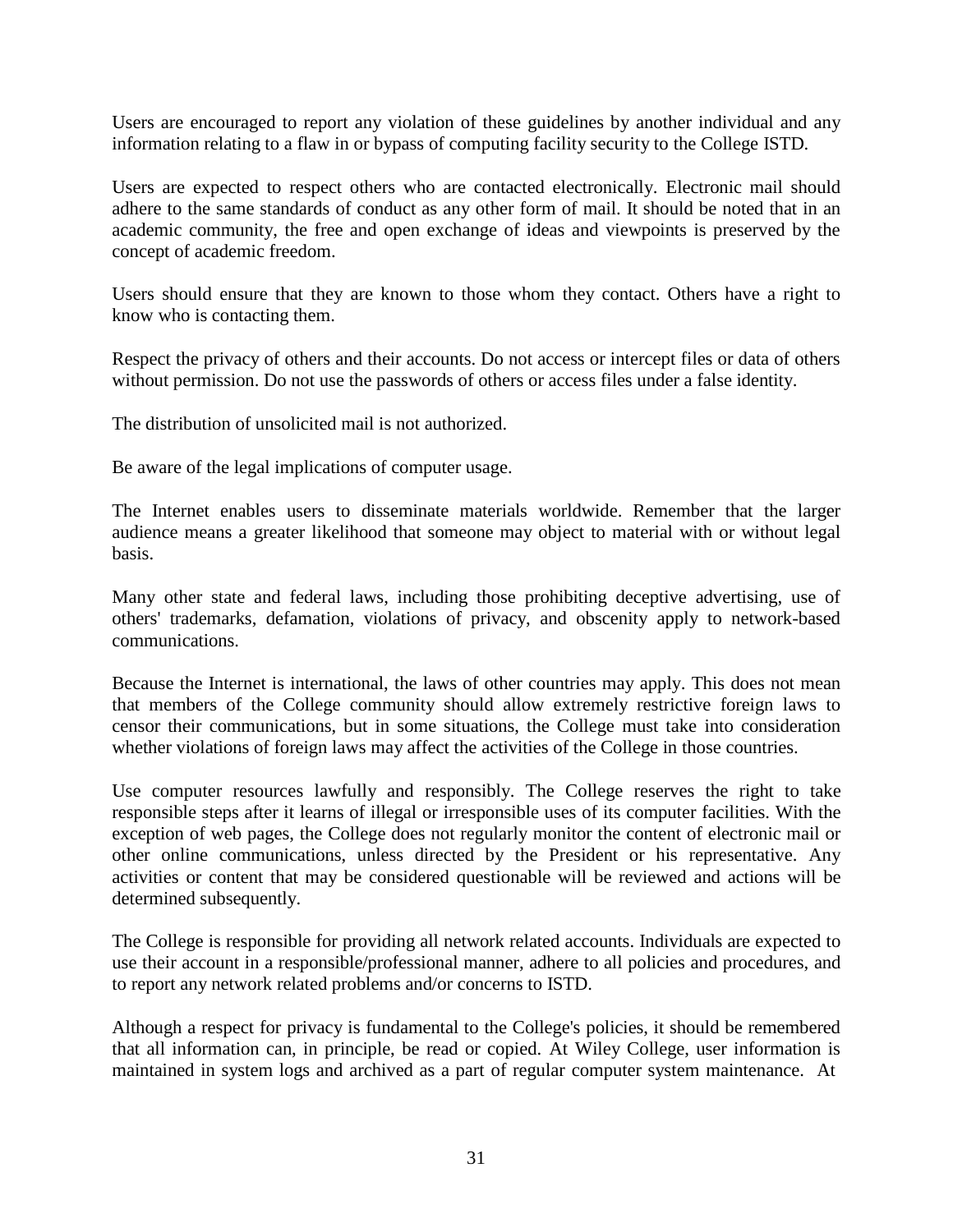Users are encouraged to report any violation of these guidelines by another individual and any information relating to a flaw in or bypass of computing facility security to the College ISTD.

Users are expected to respect others who are contacted electronically. Electronic mail should adhere to the same standards of conduct as any other form of mail. It should be noted that in an academic community, the free and open exchange of ideas and viewpoints is preserved by the concept of academic freedom.

Users should ensure that they are known to those whom they contact. Others have a right to know who is contacting them.

Respect the privacy of others and their accounts. Do not access or intercept files or data of others without permission. Do not use the passwords of others or access files under a false identity.

The distribution of unsolicited mail is not authorized.

Be aware of the legal implications of computer usage.

The Internet enables users to disseminate materials worldwide. Remember that the larger audience means a greater likelihood that someone may object to material with or without legal basis.

Many other state and federal laws, including those prohibiting deceptive advertising, use of others' trademarks, defamation, violations of privacy, and obscenity apply to network-based communications.

Because the Internet is international, the laws of other countries may apply. This does not mean that members of the College community should allow extremely restrictive foreign laws to censor their communications, but in some situations, the College must take into consideration whether violations of foreign laws may affect the activities of the College in those countries.

Use computer resources lawfully and responsibly. The College reserves the right to take responsible steps after it learns of illegal or irresponsible uses of its computer facilities. With the exception of web pages, the College does not regularly monitor the content of electronic mail or other online communications, unless directed by the President or his representative. Any activities or content that may be considered questionable will be reviewed and actions will be determined subsequently.

The College is responsible for providing all network related accounts. Individuals are expected to use their account in a responsible/professional manner, adhere to all policies and procedures, and to report any network related problems and/or concerns to ISTD.

Although a respect for privacy is fundamental to the College's policies, it should be remembered that all information can, in principle, be read or copied. At Wiley College, user information is maintained in system logs and archived as a part of regular computer system maintenance. At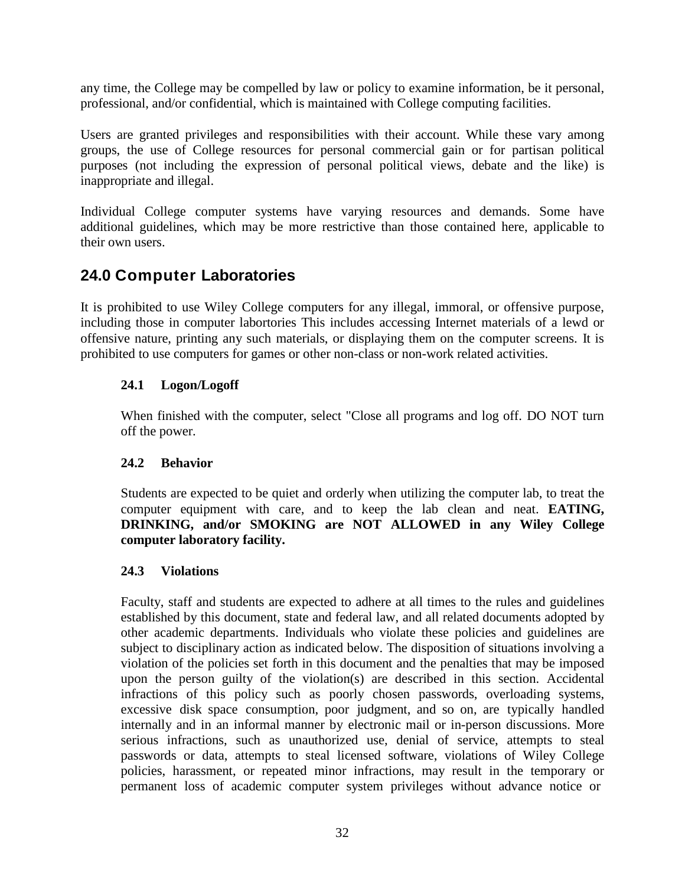any time, the College may be compelled by law or policy to examine information, be it personal, professional, and/or confidential, which is maintained with College computing facilities.

Users are granted privileges and responsibilities with their account. While these vary among groups, the use of College resources for personal commercial gain or for partisan political purposes (not including the expression of personal political views, debate and the like) is inappropriate and illegal.

Individual College computer systems have varying resources and demands. Some have additional guidelines, which may be more restrictive than those contained here, applicable to their own users.

## 24.0 Computer Laboratories

It is prohibited to use Wiley College computers for any illegal, immoral, or offensive purpose, including those in computer labortories This includes accessing Internet materials of a lewd or offensive nature, printing any such materials, or displaying them on the computer screens. It is prohibited to use computers for games or other non-class or non-work related activities.

### 24.1 Logon/Logoff

When finished with the computer, select "Close all programs and log off. DO NOT turn off the power.

### 24.2 Behavior

Students are expected to be quiet and orderly when utilizing the computer lab, to treat the computer equipment with care, and to keep the lab clean and neat. **EATING, DRINKING, and/or SMOKING are NOT ALLOWED in any Wiley College computer laboratory facility.**

### 24.3 Violations

Faculty, staff and students are expected to adhere at all times to the rules and guidelines established by this document, state and federal law, and all related documents adopted by other academic departments. Individuals who violate these policies and guidelines are subject to disciplinary action as indicated below. The disposition of situations involving a violation of the policies set forth in this document and the penalties that may be imposed upon the person guilty of the violation(s) are described in this section. Accidental infractions of this policy such as poorly chosen passwords, overloading systems, excessive disk space consumption, poor judgment, and so on, are typically handled internally and in an informal manner by electronic mail or in-person discussions. More serious infractions, such as unauthorized use, denial of service, attempts to steal passwords or data, attempts to steal licensed software, violations of Wiley College policies, harassment, or repeated minor infractions, may result in the temporary or permanent loss of academic computer system privileges without advance notice or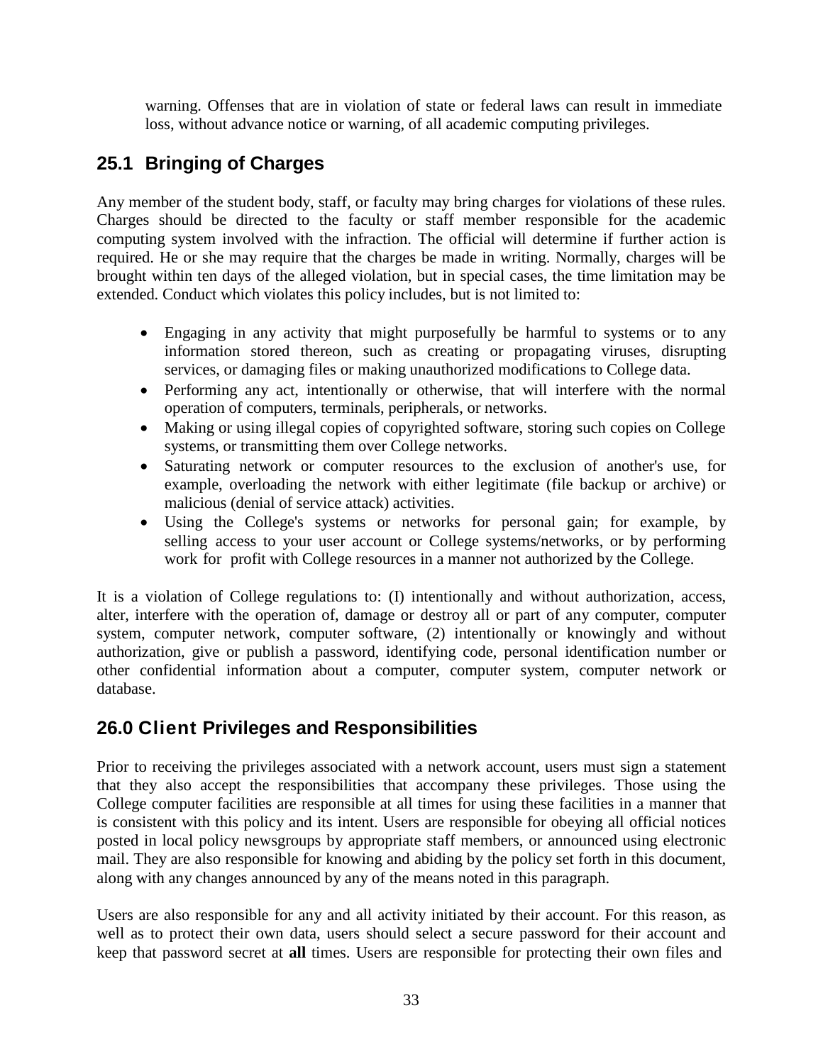warning. Offenses that are in violation of state or federal laws can result in immediate loss, without advance notice or warning, of all academic computing privileges.

## 25.1 Bringing of Charges

Any member of the student body, staff, or faculty may bring charges for violations of these rules. Charges should be directed to the faculty or staff member responsible for the academic computing system involved with the infraction. The official will determine if further action is required. He or she may require that the charges be made in writing. Normally, charges will be brought within ten days of the alleged violation, but in special cases, the time limitation may be extended. Conduct which violates this policy includes, but is not limited to:

- Engaging in any activity that might purposefully be harmful to systems or to any information stored thereon, such as creating or propagating viruses, disrupting services, or damaging files or making unauthorized modifications to College data.
- Performing any act, intentionally or otherwise, that will interfere with the normal operation of computers, terminals, peripherals, or networks.
- Making or using illegal copies of copyrighted software, storing such copies on College systems, or transmitting them over College networks.
- Saturating network or computer resources to the exclusion of another's use, for example, overloading the network with either legitimate (file backup or archive) or malicious (denial of service attack) activities.
- Using the College's systems or networks for personal gain; for example, by selling access to your user account or College systems/networks, or by performing work for profit with College resources in a manner not authorized by the College.

It is a violation of College regulations to: (I) intentionally and without authorization, access, alter, interfere with the operation of, damage or destroy all or part of any computer, computer system, computer network, computer software, (2) intentionally or knowingly and without authorization, give or publish a password, identifying code, personal identification number or other confidential information about a computer, computer system, computer network or database.

## 26.0 Client Privileges and Responsibilities

Prior to receiving the privileges associated with a network account, users must sign a statement that they also accept the responsibilities that accompany these privileges. Those using the College computer facilities are responsible at all times for using these facilities in a manner that is consistent with this policy and its intent. Users are responsible for obeying all official notices posted in local policy newsgroups by appropriate staff members, or announced using electronic mail. They are also responsible for knowing and abiding by the policy set forth in this document, along with any changes announced by any of the means noted in this paragraph.

Users are also responsible for any and all activity initiated by their account. For this reason, as well as to protect their own data, users should select a secure password for their account and keep that password secret at **all** times. Users are responsible for protecting their own files and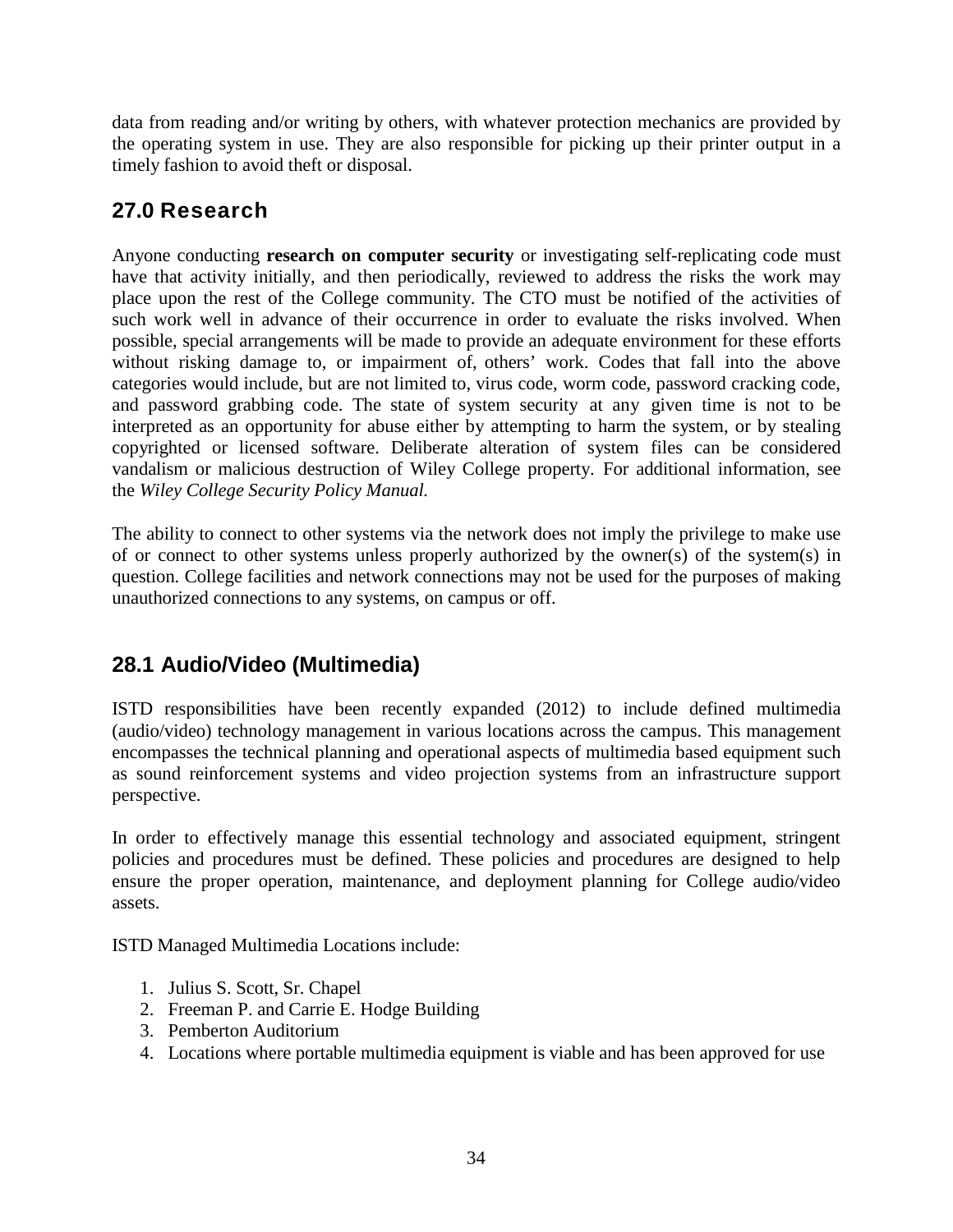data from reading and/or writing by others, with whatever protection mechanics are provided by the operating system in use. They are also responsible for picking up their printer output in a timely fashion to avoid theft or disposal.

## 27.0 Research

Anyone conducting **research on computer security** or investigating self-replicating code must have that activity initially, and then periodically, reviewed to address the risks the work may place upon the rest of the College community. The CTO must be notified of the activities of such work well in advance of their occurrence in order to evaluate the risks involved. When possible, special arrangements will be made to provide an adequate environment for these efforts without risking damage to, or impairment of, others' work. Codes that fall into the above categories would include, but are not limited to, virus code, worm code, password cracking code, and password grabbing code. The state of system security at any given time is not to be interpreted as an opportunity for abuse either by attempting to harm the system, or by stealing copyrighted or licensed software. Deliberate alteration of system files can be considered vandalism or malicious destruction of Wiley College property. For additional information, see the *Wiley College Security Policy Manual.*

The ability to connect to other systems via the network does not imply the privilege to make use of or connect to other systems unless properly authorized by the owner(s) of the system(s) in question. College facilities and network connections may not be used for the purposes of making unauthorized connections to any systems, on campus or off.

## 28.1 Audio/Video (Multimedia)

ISTD responsibilities have been recently expanded (2012) to include defined multimedia (audio/video) technology management in various locations across the campus. This management encompasses the technical planning and operational aspects of multimedia based equipment such as sound reinforcement systems and video projection systems from an infrastructure support perspective.

In order to effectively manage this essential technology and associated equipment, stringent policies and procedures must be defined. These policies and procedures are designed to help ensure the proper operation, maintenance, and deployment planning for College audio/video assets.

ISTD Managed Multimedia Locations include:

1. Julius S. Scott, Sr. Chapel
2. Freeman P. and Carrie E. Hodge Building
3. Pemberton Auditorium
4. Locations where portable multimedia equipment is viable and has been approved for use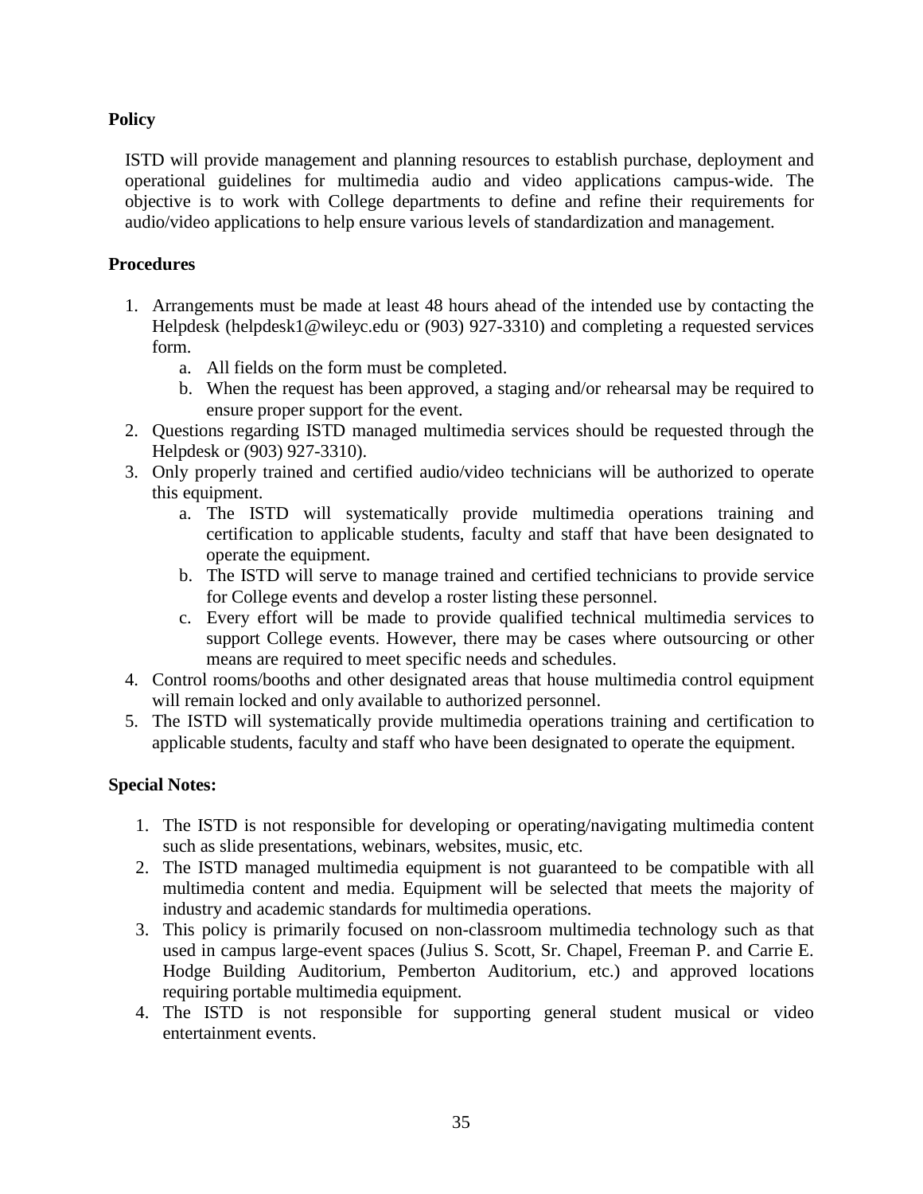**Policy**

ISTD will provide management and planning resources to establish purchase, deployment and operational guidelines for multimedia audio and video applications campus-wide. The objective is to work with College departments to define and refine their requirements for audio/video applications to help ensure various levels of standardization and management.

**Procedures**

1. Arrangements must be made at least 48 hours ahead of the intended use by contacting the Helpdesk (helpdesk1@wileyc.edu or (903) 927-3310) and completing a requested services form.
    a. All fields on the form must be completed.
    b. When the request has been approved, a staging and/or rehearsal may be required to ensure proper support for the event.
2. Questions regarding ISTD managed multimedia services should be requested through the Helpdesk or (903) 927-3310).
3. Only properly trained and certified audio/video technicians will be authorized to operate this equipment.
    a. The ISTD will systematically provide multimedia operations training and certification to applicable students, faculty and staff that have been designated to operate the equipment.
    b. The ISTD will serve to manage trained and certified technicians to provide service for College events and develop a roster listing these personnel.
    c. Every effort will be made to provide qualified technical multimedia services to support College events. However, there may be cases where outsourcing or other means are required to meet specific needs and schedules.
4. Control rooms/booths and other designated areas that house multimedia control equipment will remain locked and only available to authorized personnel.
5. The ISTD will systematically provide multimedia operations training and certification to applicable students, faculty and staff who have been designated to operate the equipment.

**Special Notes:**

1. The ISTD is not responsible for developing or operating/navigating multimedia content such as slide presentations, webinars, websites, music, etc.
2. The ISTD managed multimedia equipment is not guaranteed to be compatible with all multimedia content and media. Equipment will be selected that meets the majority of industry and academic standards for multimedia operations.
3. This policy is primarily focused on non-classroom multimedia technology such as that used in campus large-event spaces (Julius S. Scott, Sr. Chapel, Freeman P. and Carrie E. Hodge Building Auditorium, Pemberton Auditorium, etc.) and approved locations requiring portable multimedia equipment.
4. The ISTD is not responsible for supporting general student musical or video entertainment events.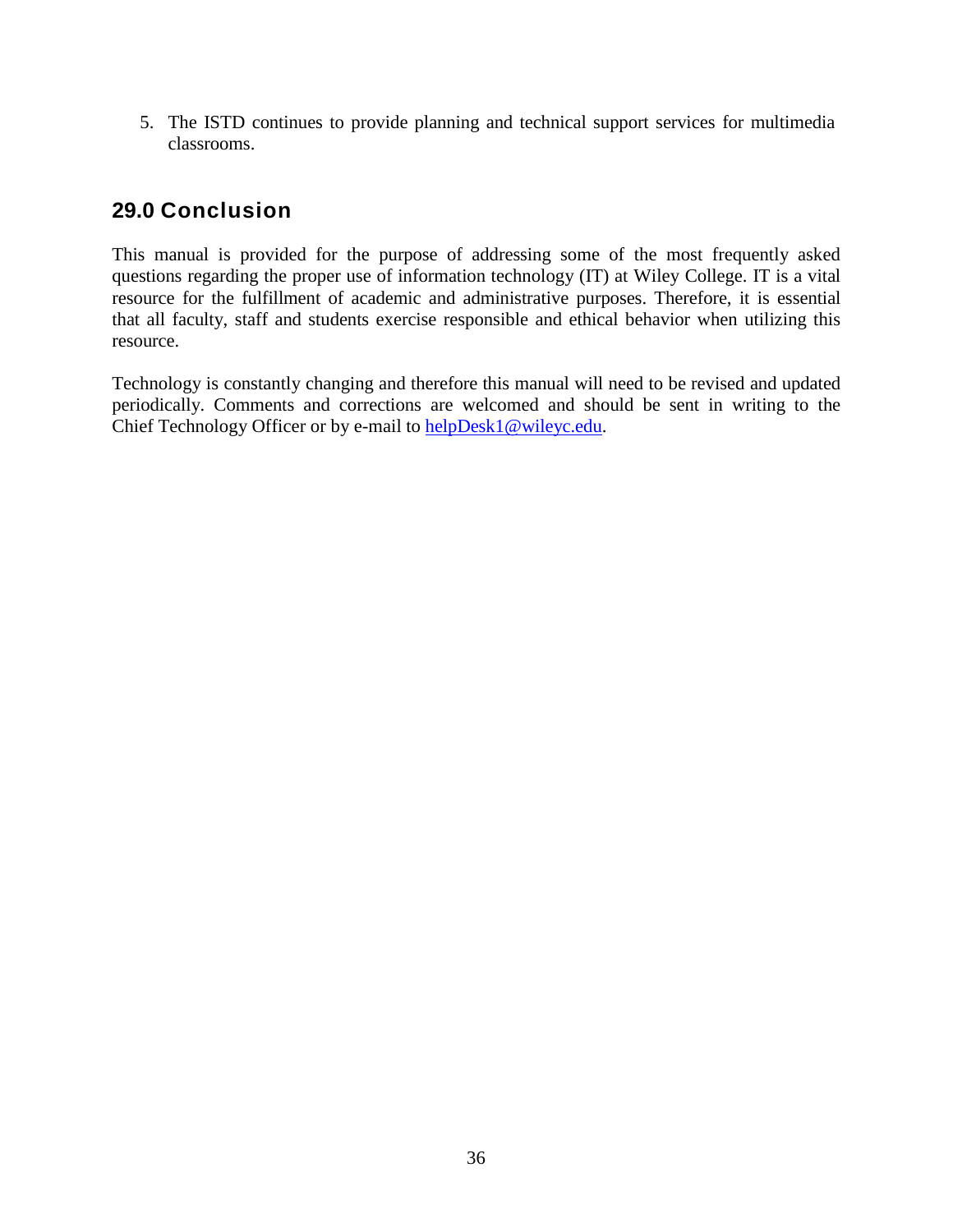5. The ISTD continues to provide planning and technical support services for multimedia classrooms.

## 29.0 Conclusion

This manual is provided for the purpose of addressing some of the most frequently asked questions regarding the proper use of information technology (IT) at Wiley College. IT is a vital resource for the fulfillment of academic and administrative purposes. Therefore, it is essential that all faculty, staff and students exercise responsible and ethical behavior when utilizing this resource.

Technology is constantly changing and therefore this manual will need to be revised and updated periodically. Comments and corrections are welcomed and should be sent in writing to the Chief Technology Officer or by e-mail to helpDesk1@wileyc.edu.